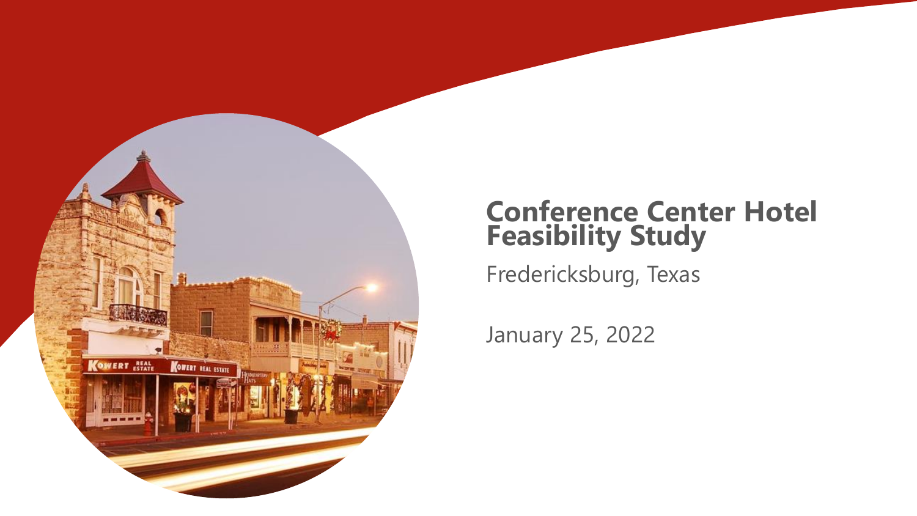# Conference Center Hotel Feasibility Study

Fredericksburg, Texas

January 25, 2022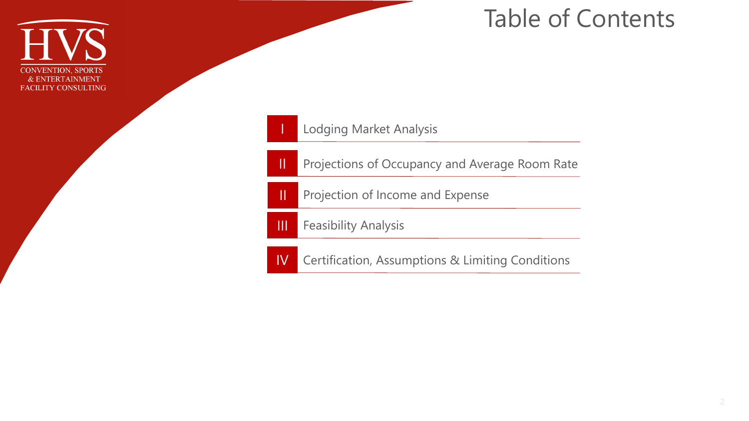# Table of Contents

| | |
|---|---|
| I | Lodging Market Analysis |
| II | Projections of Occupancy and Average Room Rate |
| II | Projection of Income and Expense |
| III | Feasibility Analysis |
| IV | Certification, Assumptions & Limiting Conditions |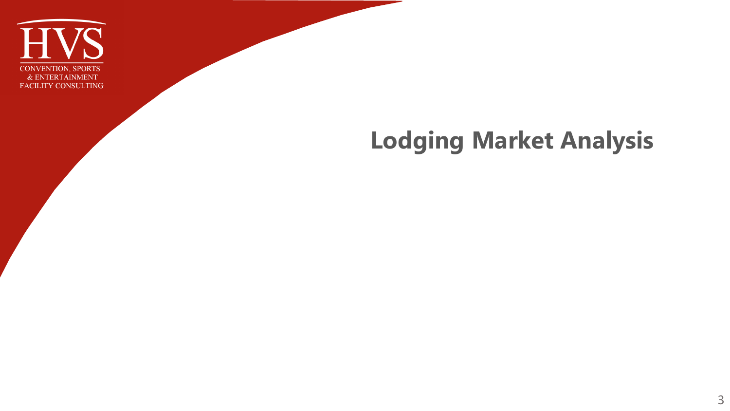# Lodging Market Analysis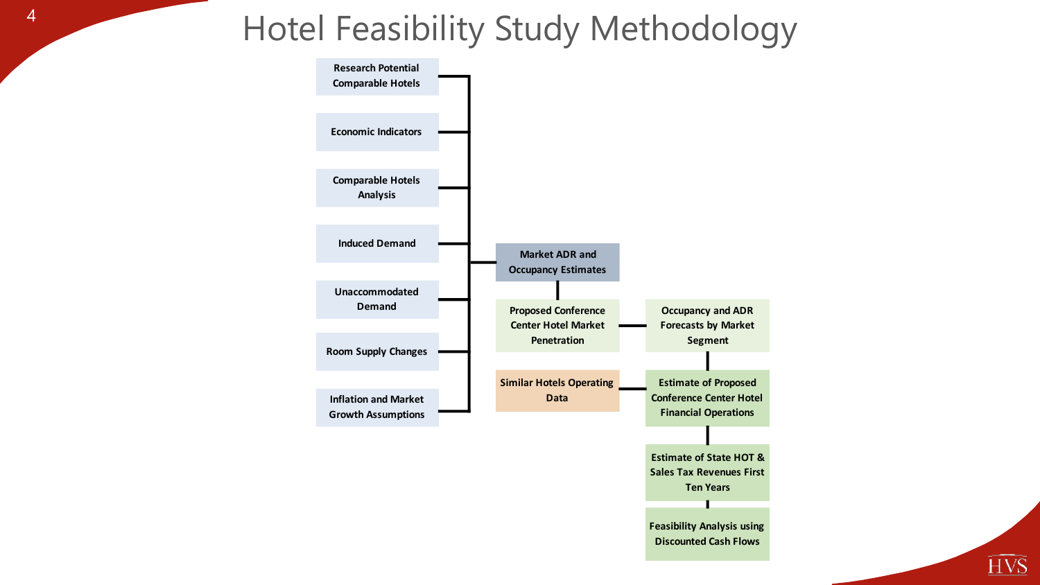# Hotel Feasibility Study Methodology

- Research Potential Comparable Hotels
- Economic Indicators
- Comparable Hotels Analysis
- Induced Demand
- Unaccommodated Demand
- Room Supply Changes
- Inflation and Market Growth Assumptions

→ Market ADR and Occupancy Estimates

→ Proposed Conference Center Hotel Market Penetration → Occupancy and ADR Forecasts by Market Segment

Similar Hotels Operating Data → Estimate of Proposed Conference Center Hotel Financial Operations

→ Estimate of State HOT & Sales Tax Revenues First Ten Years

→ Feasibility Analysis using Discounted Cash Flows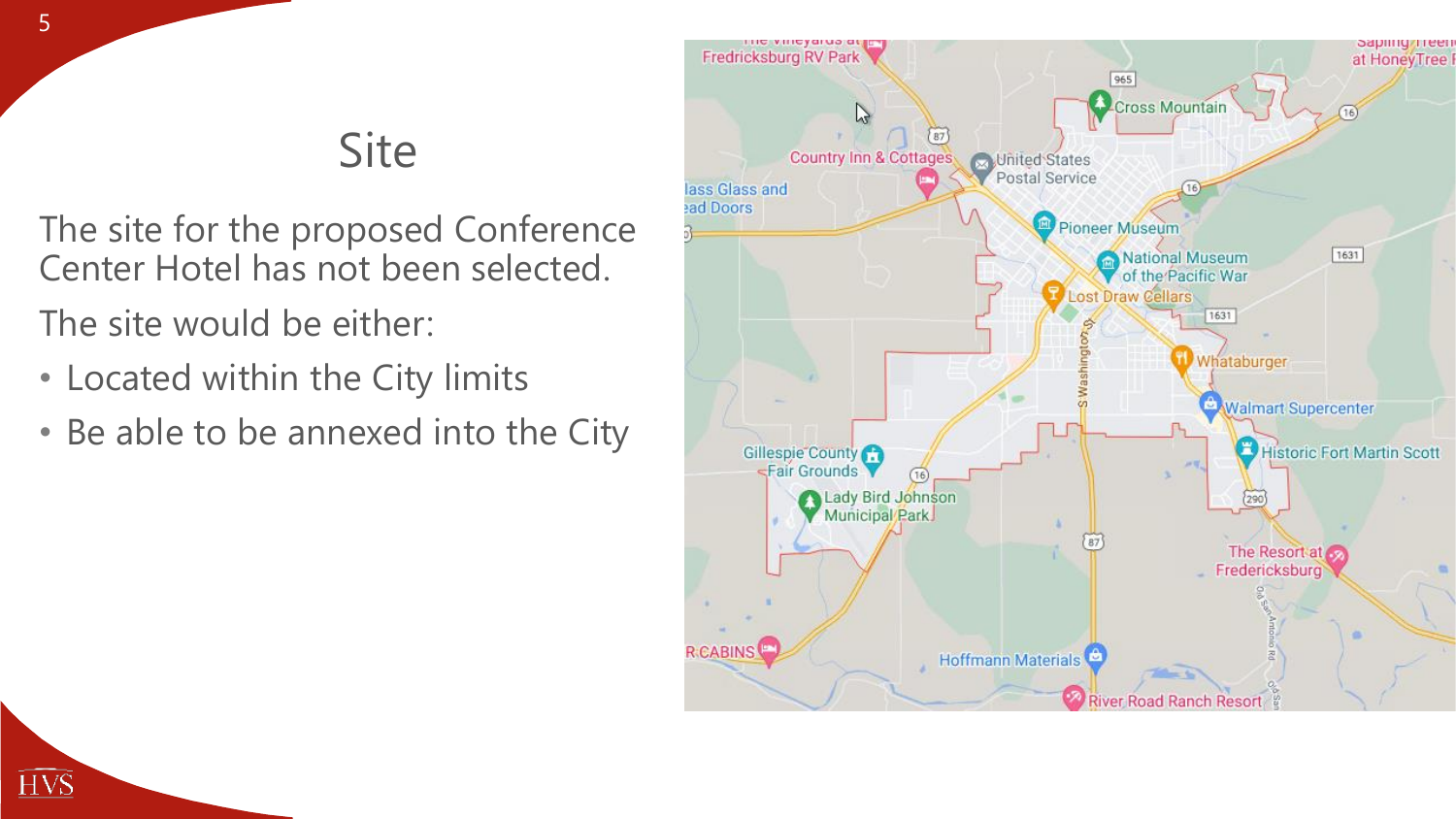# Site

The site for the proposed Conference Center Hotel has not been selected.

The site would be either:

- Located within the City limits
- Be able to be annexed into the City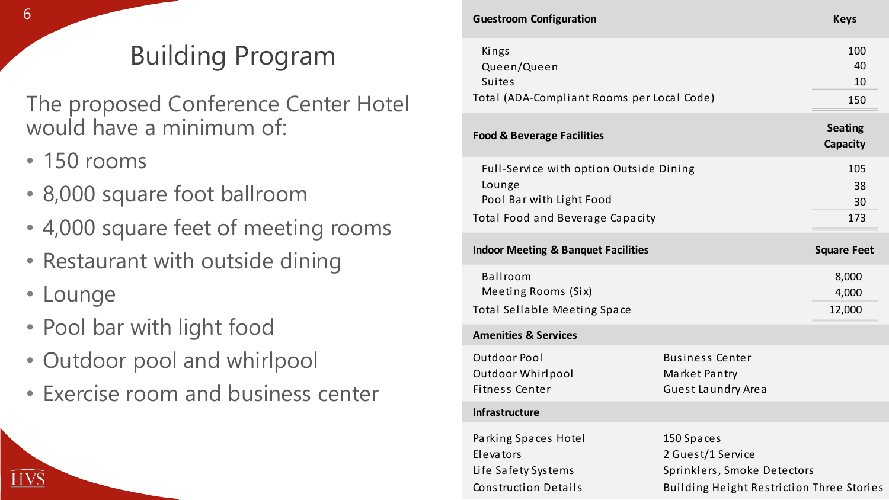# Building Program

The proposed Conference Center Hotel would have a minimum of:

- 150 rooms
- 8,000 square foot ballroom
- 4,000 square feet of meeting rooms
- Restaurant with outside dining
- Lounge
- Pool bar with light food
- Outdoor pool and whirlpool
- Exercise room and business center

| Guestroom Configuration | Keys |
|---|---|
| Kings | 100 |
| Queen/Queen | 40 |
| Suites | 10 |
| Total (ADA-Compliant Rooms per Local Code) | 150 |

| Food & Beverage Facilities | Seating Capacity |
|---|---|
| Full-Service with option Outside Dining | 105 |
| Lounge | 38 |
| Pool Bar with Light Food | 30 |
| Total Food and Beverage Capacity | 173 |

| Indoor Meeting & Banquet Facilities | Square Feet |
|---|---|
| Ballroom | 8,000 |
| Meeting Rooms (Six) | 4,000 |
| Total Sellable Meeting Space | 12,000 |

| Amenities & Services | |
|---|---|
| Outdoor Pool | Business Center |
| Outdoor Whirlpool | Market Pantry |
| Fitness Center | Guest Laundry Area |

| Infrastructure | |
|---|---|
| Parking Spaces Hotel | 150 Spaces |
| Elevators | 2 Guest/1 Service |
| Life Safety Systems | Sprinklers, Smoke Detectors |
| Construction Details | Building Height Restriction Three Stories |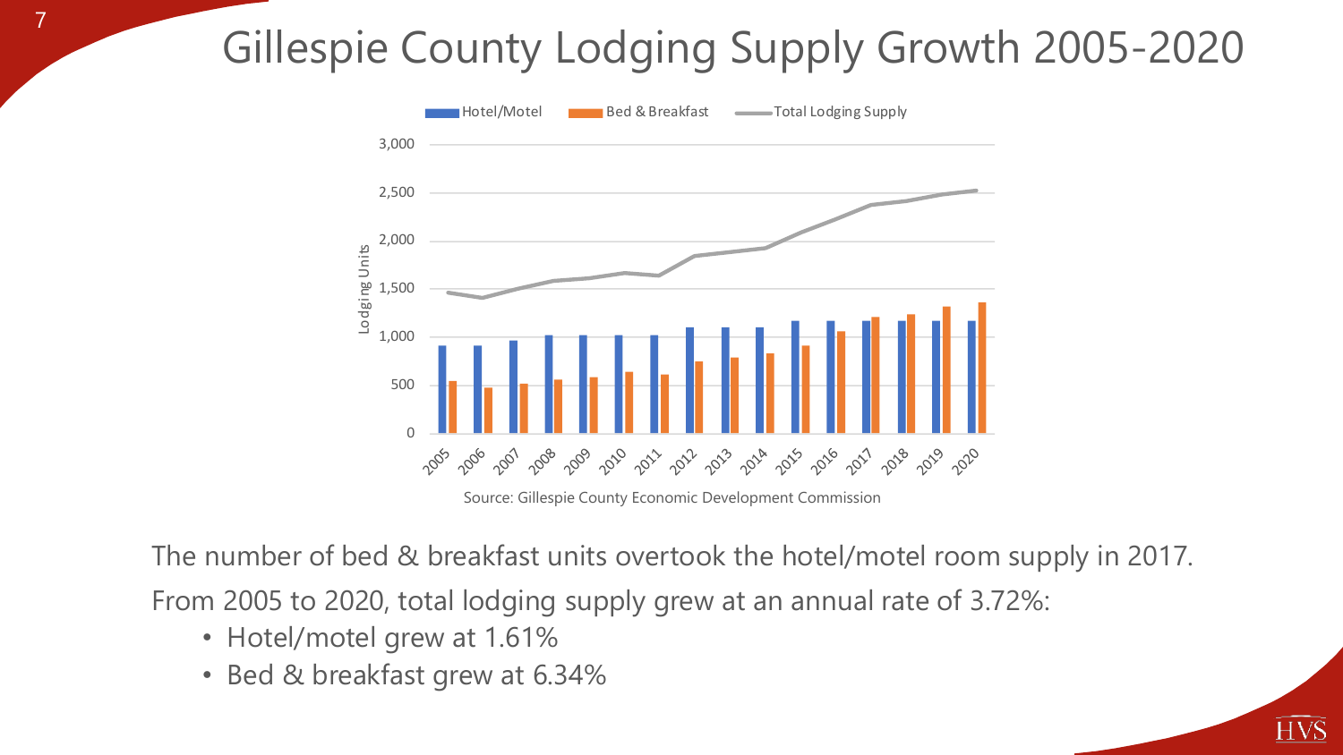# Gillespie County Lodging Supply Growth 2005-2020

Source: Gillespie County Economic Development Commission

The number of bed & breakfast units overtook the hotel/motel room supply in 2017.

From 2005 to 2020, total lodging supply grew at an annual rate of 3.72%:

- Hotel/motel grew at 1.61%
- Bed & breakfast grew at 6.34%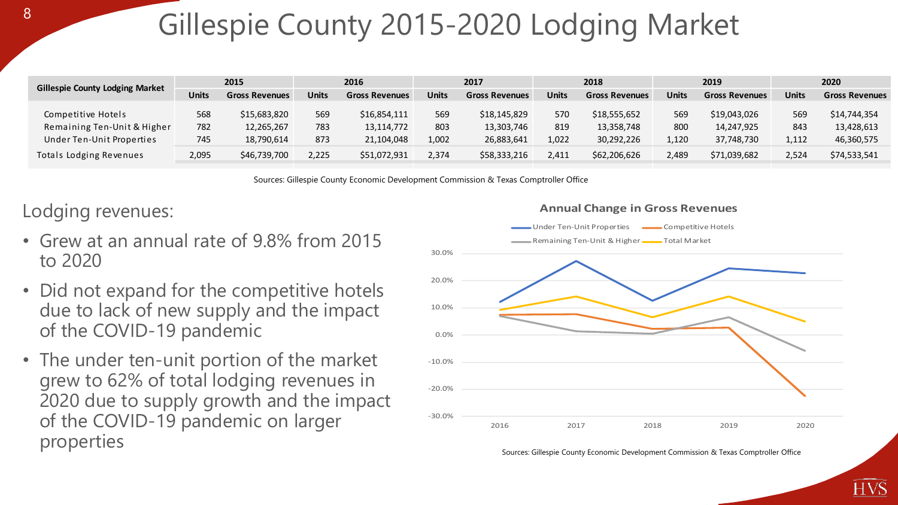# Gillespie County 2015-2020 Lodging Market

| Gillespie County Lodging Market | 2015 | | 2016 | | 2017 | | 2018 | | 2019 | | 2020 | |
|---|---|---|---|---|---|---|---|---|---|---|---|---|
| | Units | Gross Revenues | Units | Gross Revenues | Units | Gross Revenues | Units | Gross Revenues | Units | Gross Revenues | Units | Gross Revenues |
| Competitive Hotels | 568 | $15,683,820 | 569 | $16,854,111 | 569 | $18,145,829 | 570 | $18,555,652 | 569 | $19,043,026 | 569 | $14,744,354 |
| Remaining Ten-Unit & Higher | 782 | 12,265,267 | 783 | 13,114,772 | 803 | 13,303,746 | 819 | 13,358,748 | 800 | 14,247,925 | 843 | 13,428,613 |
| Under Ten-Unit Properties | 745 | 18,790,614 | 873 | 21,104,048 | 1,002 | 26,883,641 | 1,022 | 30,292,226 | 1,120 | 37,748,730 | 1,112 | 46,360,575 |
| Totals Lodging Revenues | 2,095 | $46,739,700 | 2,225 | $51,072,931 | 2,374 | $58,333,216 | 2,411 | $62,206,626 | 2,489 | $71,039,682 | 2,524 | $74,533,541 |

Sources: Gillespie County Economic Development Commission & Texas Comptroller Office

Lodging revenues:

- Grew at an annual rate of 9.8% from 2015 to 2020
- Did not expand for the competitive hotels due to lack of new supply and the impact of the COVID-19 pandemic
- The under ten-unit portion of the market grew to 62% of total lodging revenues in 2020 due to supply growth and the impact of the COVID-19 pandemic on larger properties

**Annual Change in Gross Revenues**

Sources: Gillespie County Economic Development Commission & Texas Comptroller Office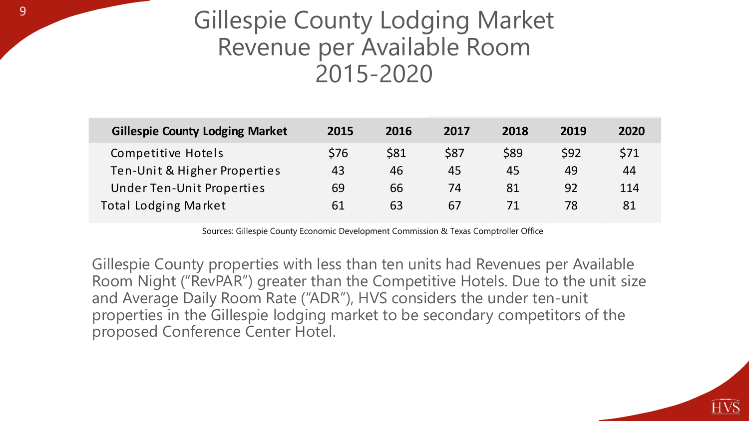# Gillespie County Lodging Market Revenue per Available Room 2015-2020

| Gillespie County Lodging Market | 2015 | 2016 | 2017 | 2018 | 2019 | 2020 |
|---|---|---|---|---|---|---|
| Competitive Hotels | $76 | $81 | $87 | $89 | $92 | $71 |
| Ten-Unit & Higher Properties | 43 | 46 | 45 | 45 | 49 | 44 |
| Under Ten-Unit Properties | 69 | 66 | 74 | 81 | 92 | 114 |
| Total Lodging Market | 61 | 63 | 67 | 71 | 78 | 81 |

Sources: Gillespie County Economic Development Commission & Texas Comptroller Office

Gillespie County properties with less than ten units had Revenues per Available Room Night ("RevPAR") greater than the Competitive Hotels. Due to the unit size and Average Daily Room Rate ("ADR"), HVS considers the under ten-unit properties in the Gillespie lodging market to be secondary competitors of the proposed Conference Center Hotel.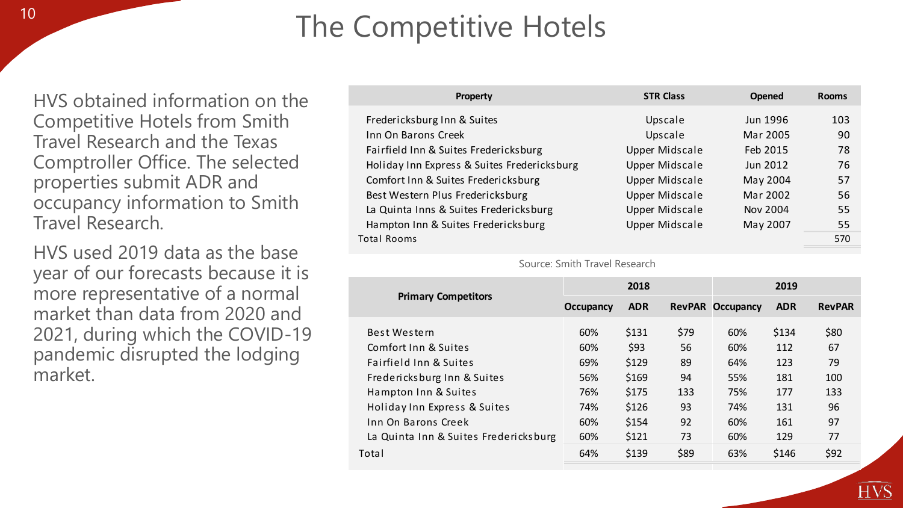# The Competitive Hotels

HVS obtained information on the Competitive Hotels from Smith Travel Research and the Texas Comptroller Office. The selected properties submit ADR and occupancy information to Smith Travel Research.

HVS used 2019 data as the base year of our forecasts because it is more representative of a normal market than data from 2020 and 2021, during which the COVID-19 pandemic disrupted the lodging market.

| Property | STR Class | Opened | Rooms |
|---|---|---|---|
| Fredericksburg Inn & Suites | Upscale | Jun 1996 | 103 |
| Inn On Barons Creek | Upscale | Mar 2005 | 90 |
| Fairfield Inn & Suites Fredericksburg | Upper Midscale | Feb 2015 | 78 |
| Holiday Inn Express & Suites Fredericksburg | Upper Midscale | Jun 2012 | 76 |
| Comfort Inn & Suites Fredericksburg | Upper Midscale | May 2004 | 57 |
| Best Western Plus Fredericksburg | Upper Midscale | Mar 2002 | 56 |
| La Quinta Inns & Suites Fredericksburg | Upper Midscale | Nov 2004 | 55 |
| Hampton Inn & Suites Fredericksburg | Upper Midscale | May 2007 | 55 |
| Total Rooms | | | 570 |

Source: Smith Travel Research

| Primary Competitors | 2018 | | | 2019 | | |
|---|---|---|---|---|---|---|
| | Occupancy | ADR | RevPAR | Occupancy | ADR | RevPAR |
| Best Western | 60% | $131 | $79 | 60% | $134 | $80 |
| Comfort Inn & Suites | 60% | $93 | 56 | 60% | 112 | 67 |
| Fairfield Inn & Suites | 69% | $129 | 89 | 64% | 123 | 79 |
| Fredericksburg Inn & Suites | 56% | $169 | 94 | 55% | 181 | 100 |
| Hampton Inn & Suites | 76% | $175 | 133 | 75% | 177 | 133 |
| Holiday Inn Express & Suites | 74% | $126 | 93 | 74% | 131 | 96 |
| Inn On Barons Creek | 60% | $154 | 92 | 60% | 161 | 97 |
| La Quinta Inn & Suites Fredericksburg | 60% | $121 | 73 | 60% | 129 | 77 |
| Total | 64% | $139 | $89 | 63% | $146 | $92 |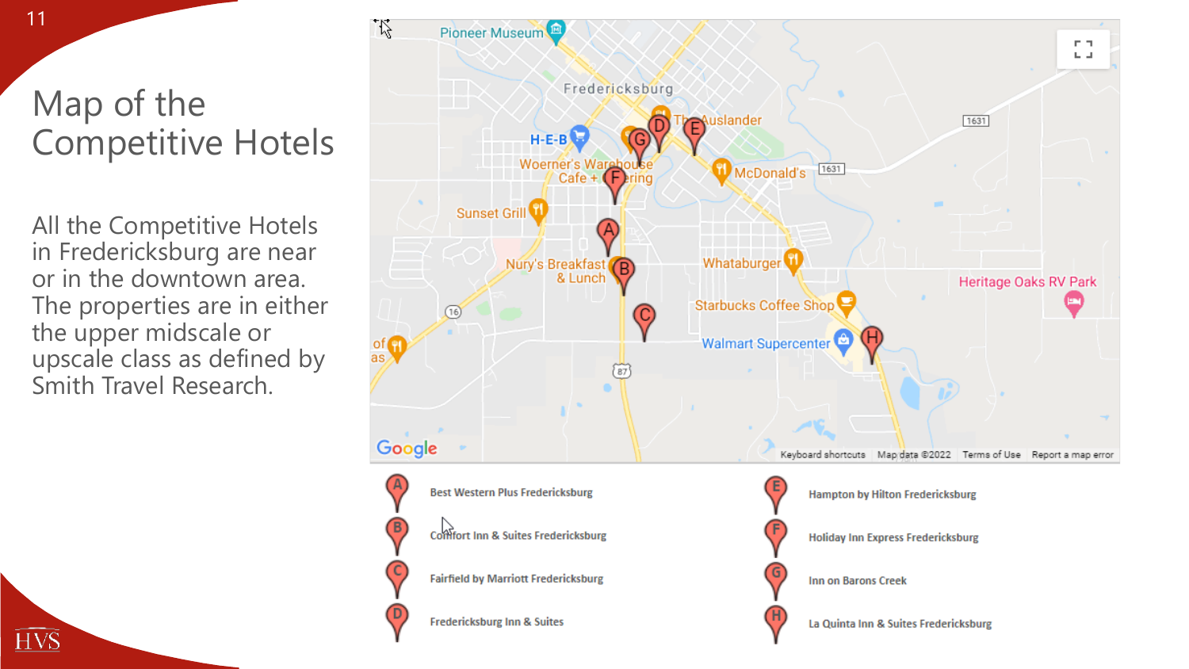# Map of the Competitive Hotels

All the Competitive Hotels in Fredericksburg are near or in the downtown area. The properties are in either the upper midscale or upscale class as defined by Smith Travel Research.

- A — Best Western Plus Fredericksburg
- B — Comfort Inn & Suites Fredericksburg
- C — Fairfield by Marriott Fredericksburg
- D — Fredericksburg Inn & Suites
- E — Hampton by Hilton Fredericksburg
- F — Holiday Inn Express Fredericksburg
- G — Inn on Barons Creek
- H — La Quinta Inn & Suites Fredericksburg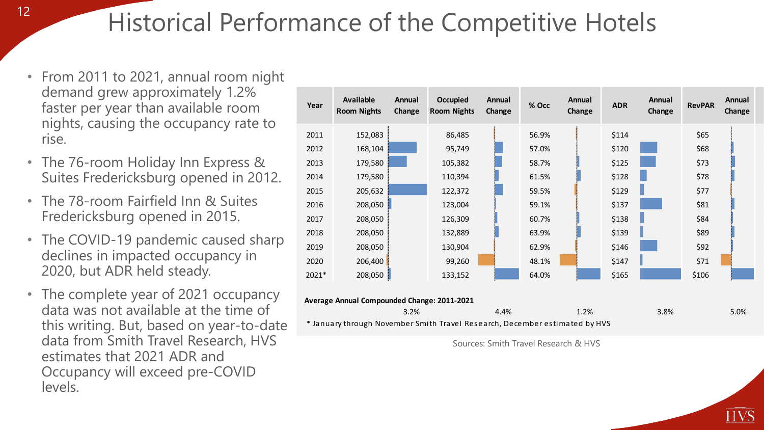# Historical Performance of the Competitive Hotels

- From 2011 to 2021, annual room night demand grew approximately 1.2% faster per year than available room nights, causing the occupancy rate to rise.
- The 76-room Holiday Inn Express & Suites Fredericksburg opened in 2012.
- The 78-room Fairfield Inn & Suites Fredericksburg opened in 2015.
- The COVID-19 pandemic caused sharp declines in impacted occupancy in 2020, but ADR held steady.
- The complete year of 2021 occupancy data was not available at the time of this writing. But, based on year-to-date data from Smith Travel Research, HVS estimates that 2021 ADR and Occupancy will exceed pre-COVID levels.

| Year | Available Room Nights | Annual Change | Occupied Room Nights | Annual Change | % Occ | Annual Change | ADR | Annual Change | RevPAR | Annual Change |
|---|---|---|---|---|---|---|---|---|---|---|
| 2011 | 152,083 | | 86,485 | | 56.9% | | $114 | | $65 | |
| 2012 | 168,104 | | 95,749 | | 57.0% | | $120 | | $68 | |
| 2013 | 179,580 | | 105,382 | | 58.7% | | $125 | | $73 | |
| 2014 | 179,580 | | 110,394 | | 61.5% | | $128 | | $78 | |
| 2015 | 205,632 | | 122,372 | | 59.5% | | $129 | | $77 | |
| 2016 | 208,050 | | 123,004 | | 59.1% | | $137 | | $81 | |
| 2017 | 208,050 | | 126,309 | | 60.7% | | $138 | | $84 | |
| 2018 | 208,050 | | 132,889 | | 63.9% | | $139 | | $89 | |
| 2019 | 208,050 | | 130,904 | | 62.9% | | $146 | | $92 | |
| 2020 | 206,400 | | 99,260 | | 48.1% | | $147 | | $71 | |
| 2021* | 208,050 | | 133,152 | | 64.0% | | $165 | | $106 | |
| **Average Annual Compounded Change: 2011-2021** | | | | | | | | | | |
| | | 3.2% | | 4.4% | | 1.2% | | 3.8% | | 5.0% |

\* January through November Smith Travel Research, December estimated by HVS

Sources: Smith Travel Research & HVS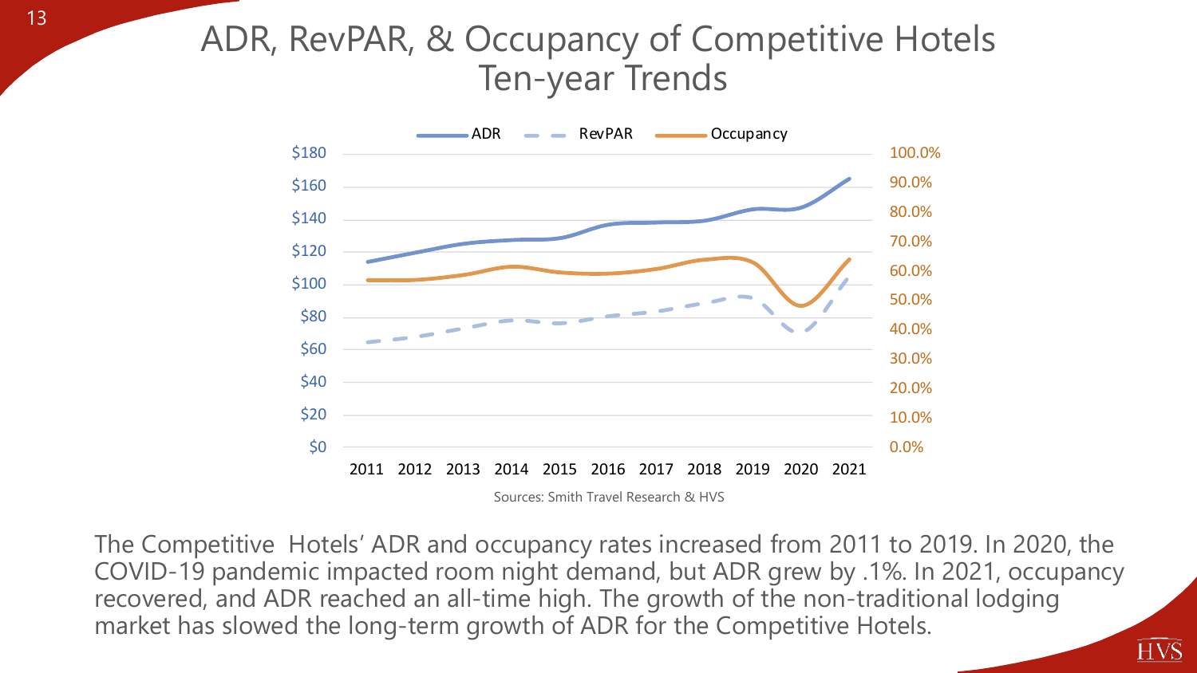# ADR, RevPAR, & Occupancy of Competitive Hotels Ten-year Trends

Sources: Smith Travel Research & HVS

The Competitive  Hotels' ADR and occupancy rates increased from 2011 to 2019. In 2020, the COVID-19 pandemic impacted room night demand, but ADR grew by .1%. In 2021, occupancy recovered, and ADR reached an all-time high. The growth of the non-traditional lodging market has slowed the long-term growth of ADR for the Competitive Hotels.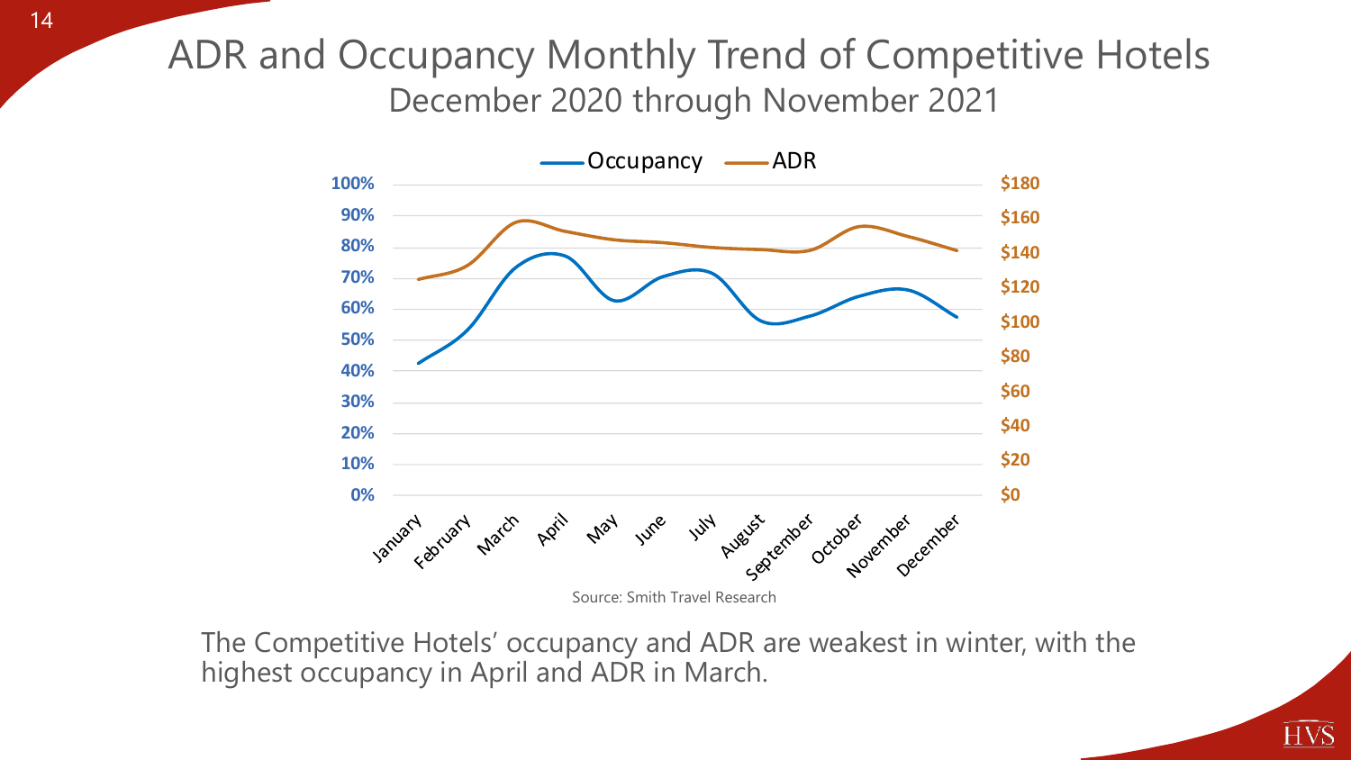# ADR and Occupancy Monthly Trend of Competitive Hotels

## December 2020 through November 2021

Source: Smith Travel Research

The Competitive Hotels' occupancy and ADR are weakest in winter, with the highest occupancy in April and ADR in March.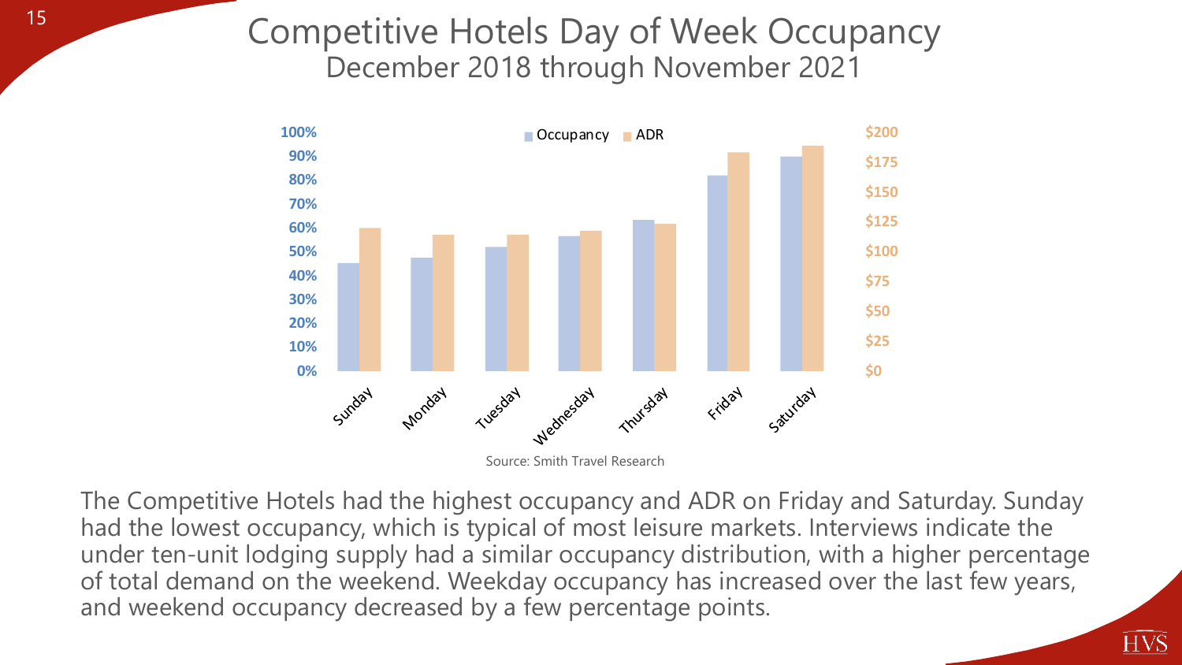# Competitive Hotels Day of Week Occupancy

## December 2018 through November 2021

Source: Smith Travel Research

The Competitive Hotels had the highest occupancy and ADR on Friday and Saturday. Sunday had the lowest occupancy, which is typical of most leisure markets. Interviews indicate the under ten-unit lodging supply had a similar occupancy distribution, with a higher percentage of total demand on the weekend. Weekday occupancy has increased over the last few years, and weekend occupancy decreased by a few percentage points.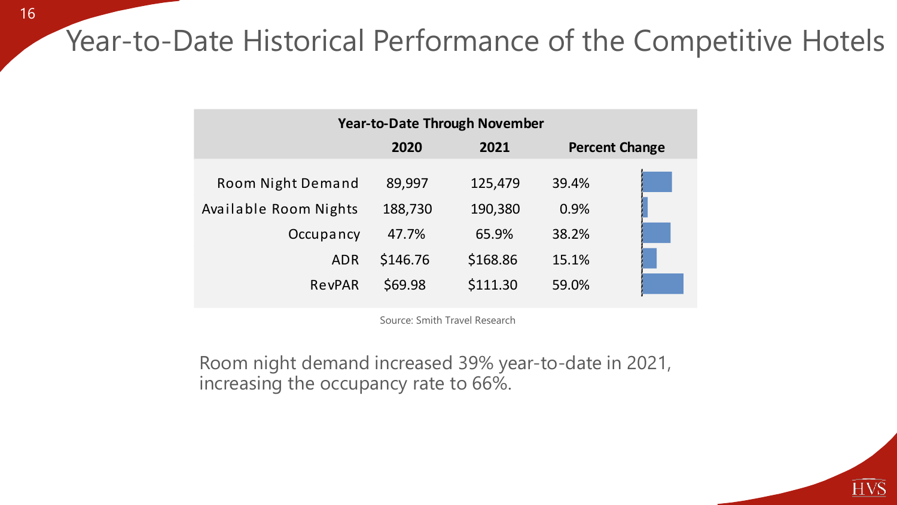# Year-to-Date Historical Performance of the Competitive Hotels

| Year-to-Date Through November | | | |
|---|---|---|---|
| | 2020 | 2021 | Percent Change |
| Room Night Demand | 89,997 | 125,479 | 39.4% |
| Available Room Nights | 188,730 | 190,380 | 0.9% |
| Occupancy | 47.7% | 65.9% | 38.2% |
| ADR | $146.76 | $168.86 | 15.1% |
| RevPAR | $69.98 | $111.30 | 59.0% |

Source: Smith Travel Research

Room night demand increased 39% year-to-date in 2021, increasing the occupancy rate to 66%.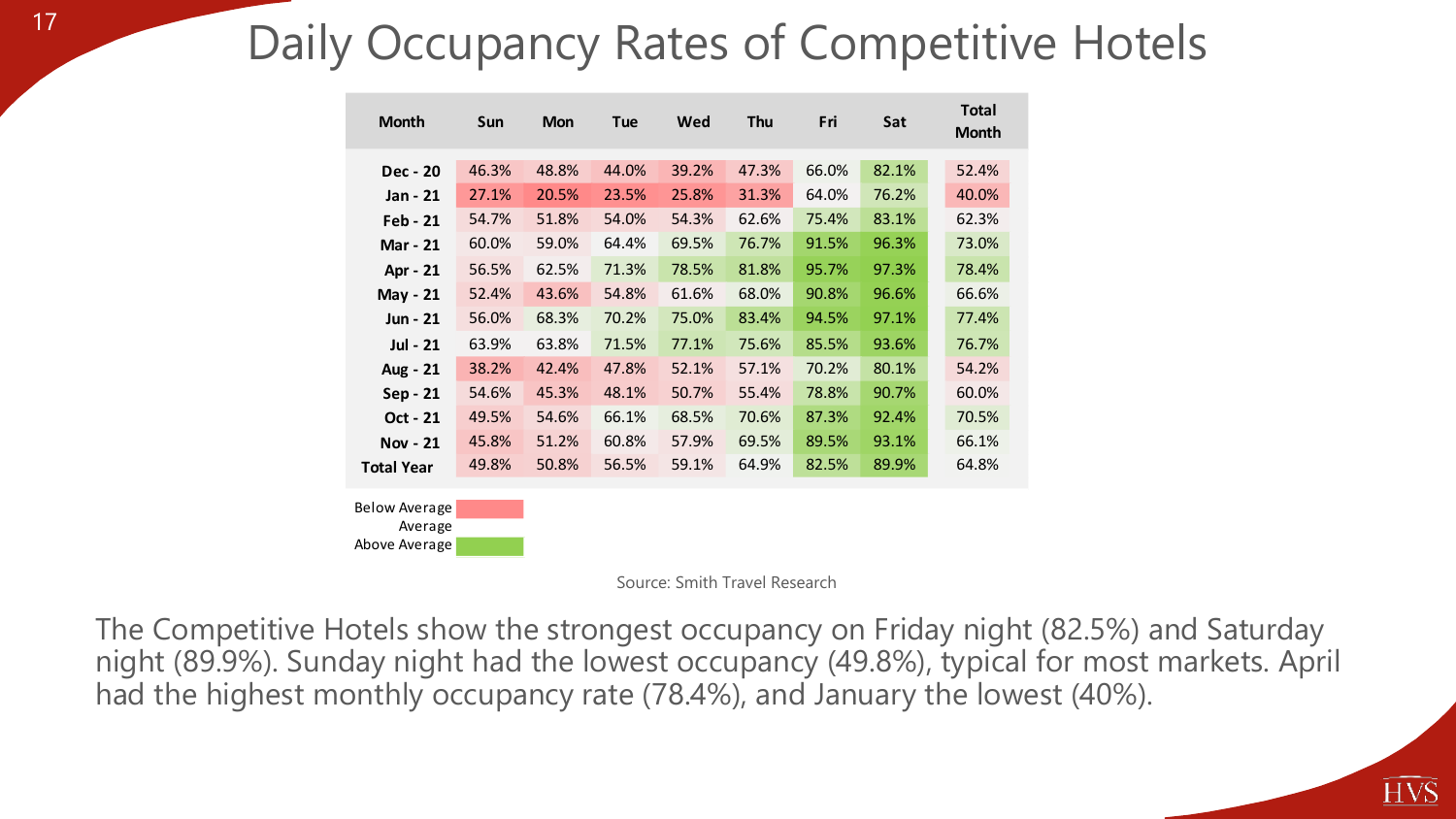# Daily Occupancy Rates of Competitive Hotels

| Month | Sun | Mon | Tue | Wed | Thu | Fri | Sat | Total Month |
|---|---|---|---|---|---|---|---|---|
| Dec - 20 | 46.3% | 48.8% | 44.0% | 39.2% | 47.3% | 66.0% | 82.1% | 52.4% |
| Jan - 21 | 27.1% | 20.5% | 23.5% | 25.8% | 31.3% | 64.0% | 76.2% | 40.0% |
| Feb - 21 | 54.7% | 51.8% | 54.0% | 54.3% | 62.6% | 75.4% | 83.1% | 62.3% |
| Mar - 21 | 60.0% | 59.0% | 64.4% | 69.5% | 76.7% | 91.5% | 96.3% | 73.0% |
| Apr - 21 | 56.5% | 62.5% | 71.3% | 78.5% | 81.8% | 95.7% | 97.3% | 78.4% |
| May - 21 | 52.4% | 43.6% | 54.8% | 61.6% | 68.0% | 90.8% | 96.6% | 66.6% |
| Jun - 21 | 56.0% | 68.3% | 70.2% | 75.0% | 83.4% | 94.5% | 97.1% | 77.4% |
| Jul - 21 | 63.9% | 63.8% | 71.5% | 77.1% | 75.6% | 85.5% | 93.6% | 76.7% |
| Aug - 21 | 38.2% | 42.4% | 47.8% | 52.1% | 57.1% | 70.2% | 80.1% | 54.2% |
| Sep - 21 | 54.6% | 45.3% | 48.1% | 50.7% | 55.4% | 78.8% | 90.7% | 60.0% |
| Oct - 21 | 49.5% | 54.6% | 66.1% | 68.5% | 70.6% | 87.3% | 92.4% | 70.5% |
| Nov - 21 | 45.8% | 51.2% | 60.8% | 57.9% | 69.5% | 89.5% | 93.1% | 66.1% |
| Total Year | 49.8% | 50.8% | 56.5% | 59.1% | 64.9% | 82.5% | 89.9% | 64.8% |

Below Average
Average
Above Average

Source: Smith Travel Research

The Competitive Hotels show the strongest occupancy on Friday night (82.5%) and Saturday night (89.9%). Sunday night had the lowest occupancy (49.8%), typical for most markets. April had the highest monthly occupancy rate (78.4%), and January the lowest (40%).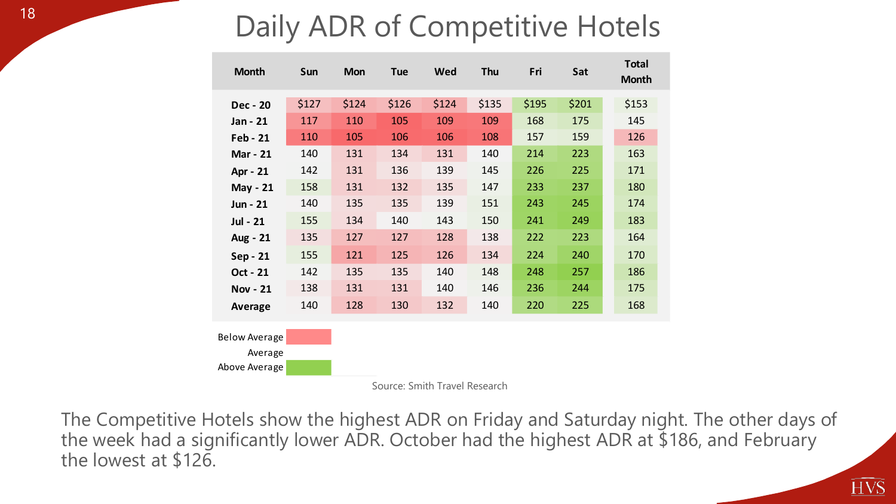# Daily ADR of Competitive Hotels

| Month | Sun | Mon | Tue | Wed | Thu | Fri | Sat | Total Month |
|---|---|---|---|---|---|---|---|---|
| Dec - 20 | $127 | $124 | $126 | $124 | $135 | $195 | $201 | $153 |
| Jan - 21 | 117 | 110 | 105 | 109 | 109 | 168 | 175 | 145 |
| Feb - 21 | 110 | 105 | 106 | 106 | 108 | 157 | 159 | 126 |
| Mar - 21 | 140 | 131 | 134 | 131 | 140 | 214 | 223 | 163 |
| Apr - 21 | 142 | 131 | 136 | 139 | 145 | 226 | 225 | 171 |
| May - 21 | 158 | 131 | 132 | 135 | 147 | 233 | 237 | 180 |
| Jun - 21 | 140 | 135 | 135 | 139 | 151 | 243 | 245 | 174 |
| Jul - 21 | 155 | 134 | 140 | 143 | 150 | 241 | 249 | 183 |
| Aug - 21 | 135 | 127 | 127 | 128 | 138 | 222 | 223 | 164 |
| Sep - 21 | 155 | 121 | 125 | 126 | 134 | 224 | 240 | 170 |
| Oct - 21 | 142 | 135 | 135 | 140 | 148 | 248 | 257 | 186 |
| Nov - 21 | 138 | 131 | 131 | 140 | 146 | 236 | 244 | 175 |
| Average | 140 | 128 | 130 | 132 | 140 | 220 | 225 | 168 |

Below Average
Average
Above Average

Source: Smith Travel Research

The Competitive Hotels show the highest ADR on Friday and Saturday night. The other days of the week had a significantly lower ADR. October had the highest ADR at $186, and February the lowest at $126.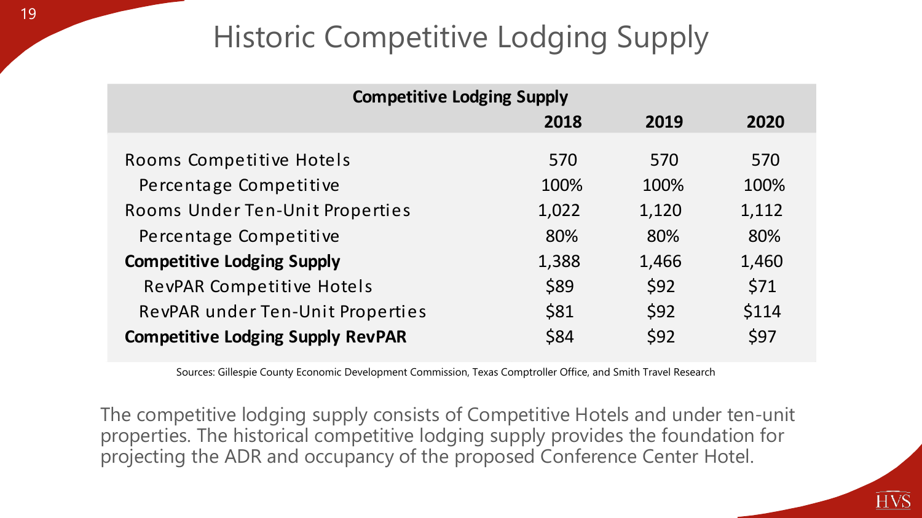# Historic Competitive Lodging Supply

| Competitive Lodging Supply | 2018 | 2019 | 2020 |
|---|---|---|---|
| Rooms Competitive Hotels | 570 | 570 | 570 |
| Percentage Competitive | 100% | 100% | 100% |
| Rooms Under Ten-Unit Properties | 1,022 | 1,120 | 1,112 |
| Percentage Competitive | 80% | 80% | 80% |
| **Competitive Lodging Supply** | 1,388 | 1,466 | 1,460 |
| RevPAR Competitive Hotels | $89 | $92 | $71 |
| RevPAR under Ten-Unit Properties | $81 | $92 | $114 |
| **Competitive Lodging Supply RevPAR** | $84 | $92 | $97 |

Sources: Gillespie County Economic Development Commission, Texas Comptroller Office, and Smith Travel Research

The competitive lodging supply consists of Competitive Hotels and under ten-unit properties. The historical competitive lodging supply provides the foundation for projecting the ADR and occupancy of the proposed Conference Center Hotel.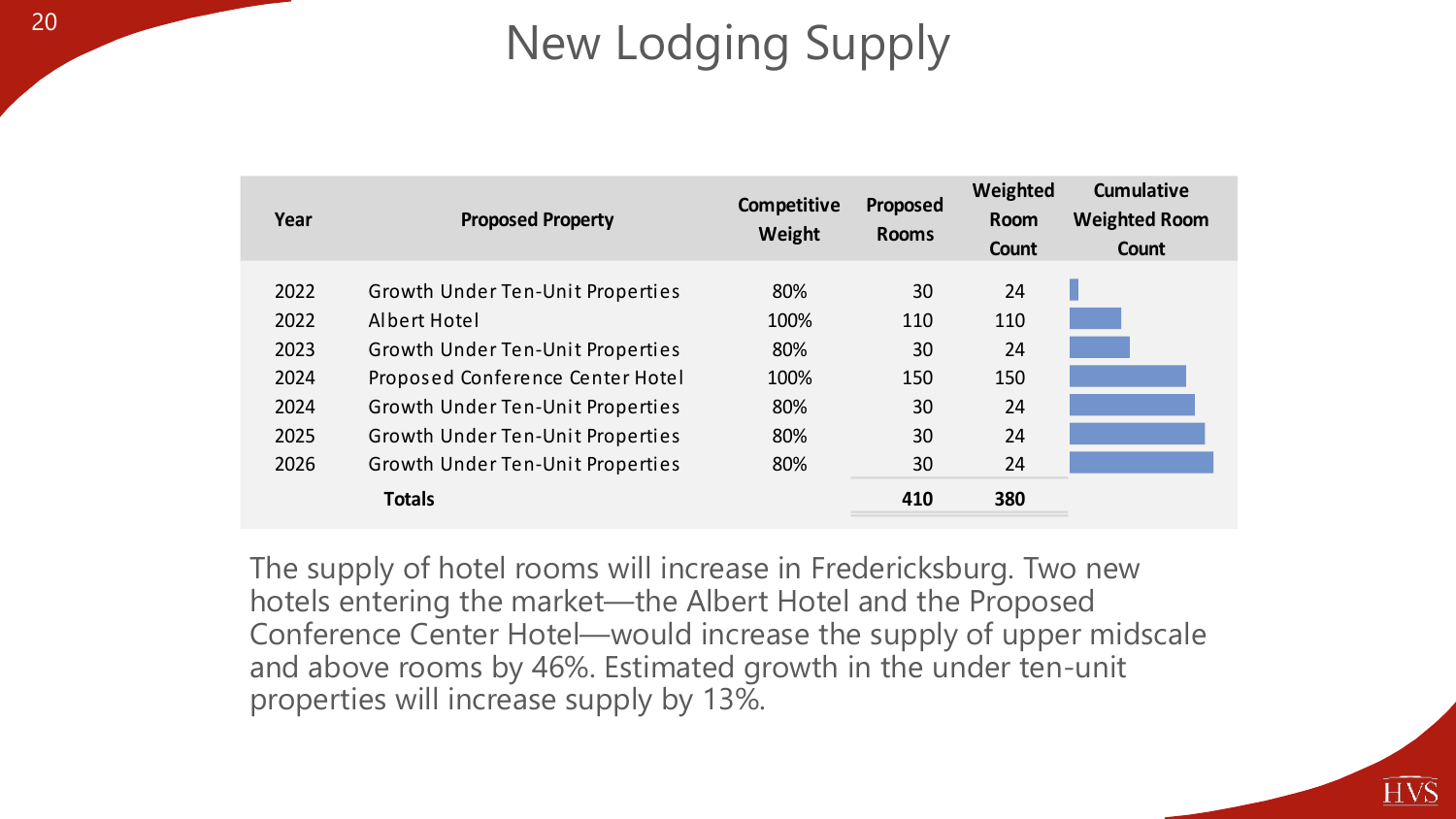# New Lodging Supply

| Year | Proposed Property | Competitive Weight | Proposed Rooms | Weighted Room Count | Cumulative Weighted Room Count |
|---|---|---|---|---|---|
| 2022 | Growth Under Ten-Unit Properties | 80% | 30 | 24 | |
| 2022 | Albert Hotel | 100% | 110 | 110 | |
| 2023 | Growth Under Ten-Unit Properties | 80% | 30 | 24 | |
| 2024 | Proposed Conference Center Hotel | 100% | 150 | 150 | |
| 2024 | Growth Under Ten-Unit Properties | 80% | 30 | 24 | |
| 2025 | Growth Under Ten-Unit Properties | 80% | 30 | 24 | |
| 2026 | Growth Under Ten-Unit Properties | 80% | 30 | 24 | |
| | **Totals** | | **410** | **380** | |

The supply of hotel rooms will increase in Fredericksburg. Two new hotels entering the market—the Albert Hotel and the Proposed Conference Center Hotel—would increase the supply of upper midscale and above rooms by 46%. Estimated growth in the under ten-unit properties will increase supply by 13%.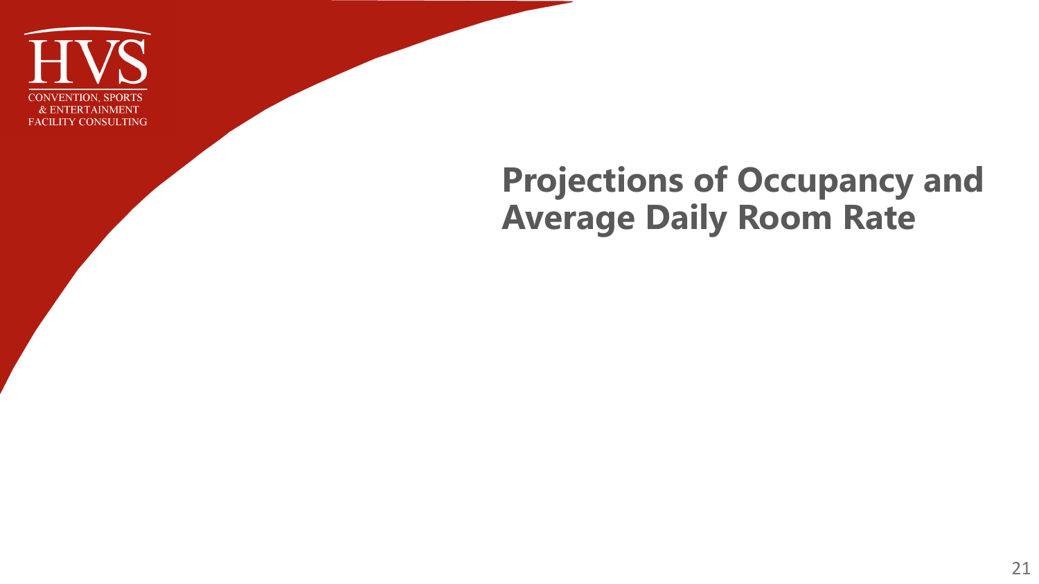# Projections of Occupancy and Average Daily Room Rate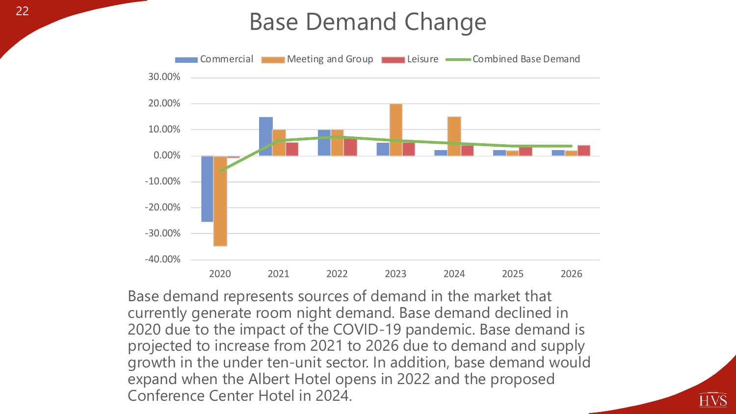# Base Demand Change

Base demand represents sources of demand in the market that currently generate room night demand. Base demand declined in 2020 due to the impact of the COVID-19 pandemic. Base demand is projected to increase from 2021 to 2026 due to demand and supply growth in the under ten-unit sector. In addition, base demand would expand when the Albert Hotel opens in 2022 and the proposed Conference Center Hotel in 2024.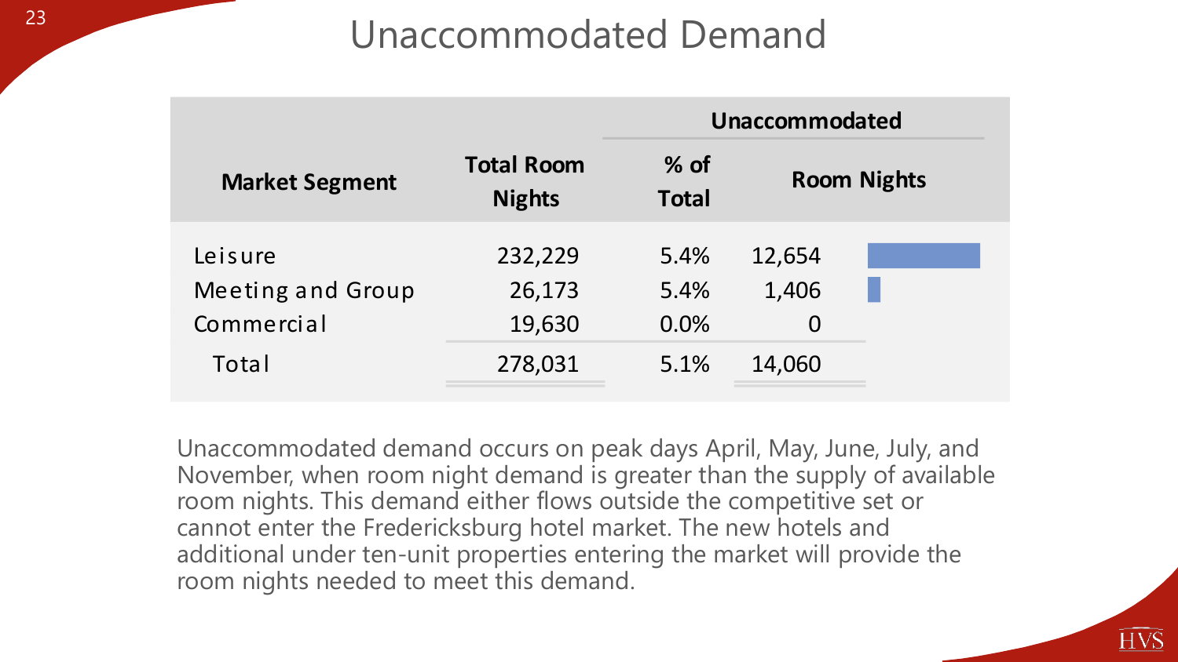# Unaccommodated Demand

| Market Segment | Total Room Nights | Unaccommodated | |
|---|---|---|---|
| | | % of Total | Room Nights |
| Leisure | 232,229 | 5.4% | 12,654 |
| Meeting and Group | 26,173 | 5.4% | 1,406 |
| Commercial | 19,630 | 0.0% | 0 |
| Total | 278,031 | 5.1% | 14,060 |

Unaccommodated demand occurs on peak days April, May, June, July, and November, when room night demand is greater than the supply of available room nights. This demand either flows outside the competitive set or cannot enter the Fredericksburg hotel market. The new hotels and additional under ten-unit properties entering the market will provide the room nights needed to meet this demand.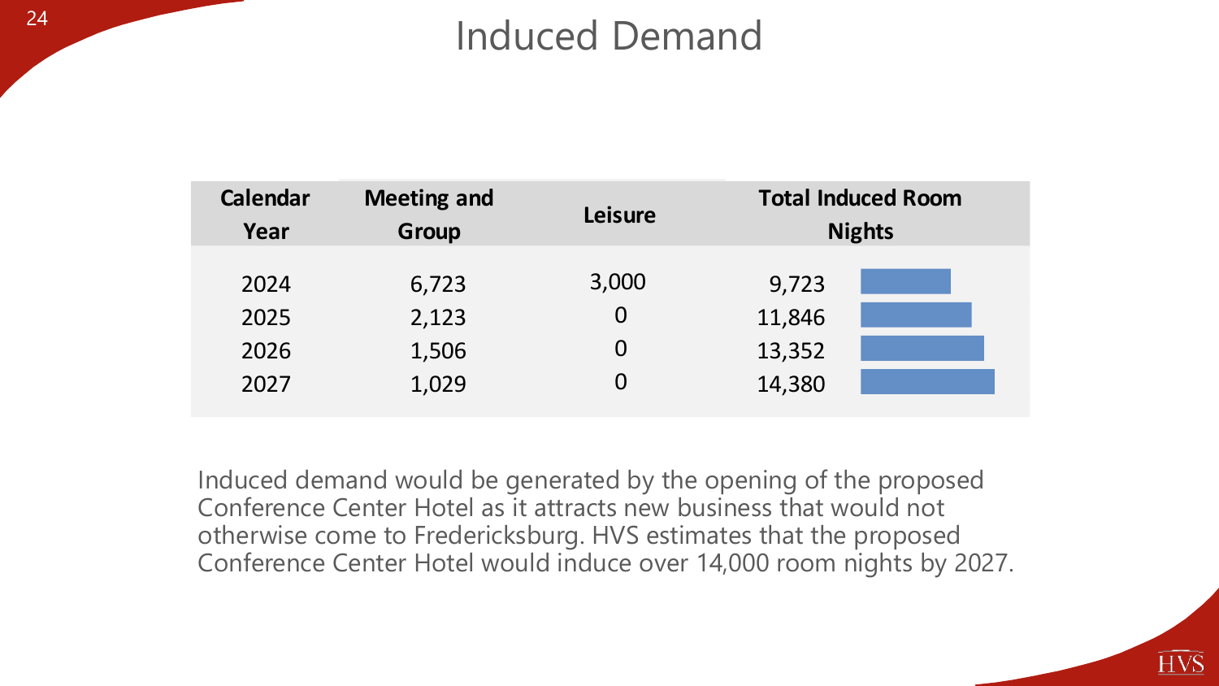# Induced Demand

| Calendar Year | Meeting and Group | Leisure | Total Induced Room Nights |
|---|---|---|---|
| 2024 | 6,723 | 3,000 | 9,723 |
| 2025 | 2,123 | 0 | 11,846 |
| 2026 | 1,506 | 0 | 13,352 |
| 2027 | 1,029 | 0 | 14,380 |

Induced demand would be generated by the opening of the proposed Conference Center Hotel as it attracts new business that would not otherwise come to Fredericksburg. HVS estimates that the proposed Conference Center Hotel would induce over 14,000 room nights by 2027.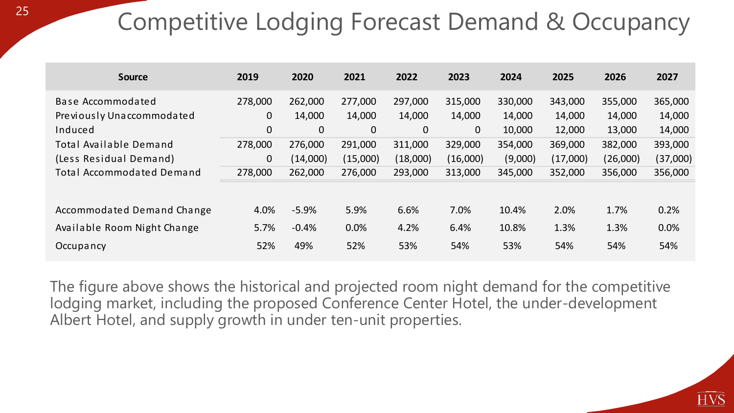# Competitive Lodging Forecast Demand & Occupancy

| Source | 2019 | 2020 | 2021 | 2022 | 2023 | 2024 | 2025 | 2026 | 2027 |
|---|---|---|---|---|---|---|---|---|---|
| Base Accommodated | 278,000 | 262,000 | 277,000 | 297,000 | 315,000 | 330,000 | 343,000 | 355,000 | 365,000 |
| Previously Unaccommodated | 0 | 14,000 | 14,000 | 14,000 | 14,000 | 14,000 | 14,000 | 14,000 | 14,000 |
| Induced | 0 | 0 | 0 | 0 | 0 | 10,000 | 12,000 | 13,000 | 14,000 |
| Total Available Demand | 278,000 | 276,000 | 291,000 | 311,000 | 329,000 | 354,000 | 369,000 | 382,000 | 393,000 |
| (Less Residual Demand) | 0 | (14,000) | (15,000) | (18,000) | (16,000) | (9,000) | (17,000) | (26,000) | (37,000) |
| Total Accommodated Demand | 278,000 | 262,000 | 276,000 | 293,000 | 313,000 | 345,000 | 352,000 | 356,000 | 356,000 |
| | | | | | | | | | |
| Accommodated Demand Change | 4.0% | -5.9% | 5.9% | 6.6% | 7.0% | 10.4% | 2.0% | 1.7% | 0.2% |
| Available Room Night Change | 5.7% | -0.4% | 0.0% | 4.2% | 6.4% | 10.8% | 1.3% | 1.3% | 0.0% |
| Occupancy | 52% | 49% | 52% | 53% | 54% | 53% | 54% | 54% | 54% |

The figure above shows the historical and projected room night demand for the competitive lodging market, including the proposed Conference Center Hotel, the under-development Albert Hotel, and supply growth in under ten-unit properties.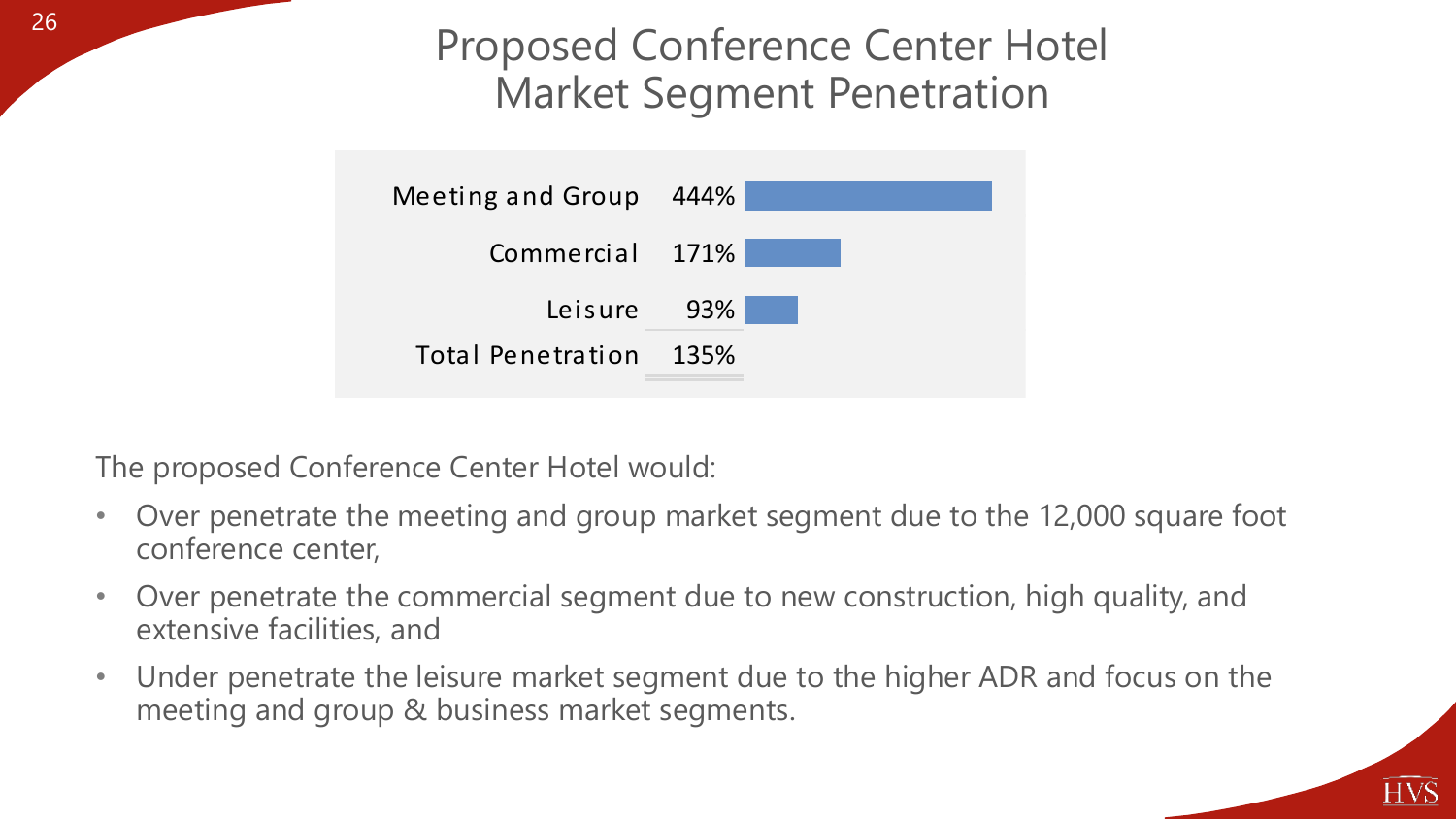# Proposed Conference Center Hotel Market Segment Penetration

| Segment | Penetration |
| --- | --- |
| Meeting and Group | 444% |
| Commercial | 171% |
| Leisure | 93% |
| Total Penetration | 135% |

The proposed Conference Center Hotel would:

- Over penetrate the meeting and group market segment due to the 12,000 square foot conference center,
- Over penetrate the commercial segment due to new construction, high quality, and extensive facilities, and
- Under penetrate the leisure market segment due to the higher ADR and focus on the meeting and group & business market segments.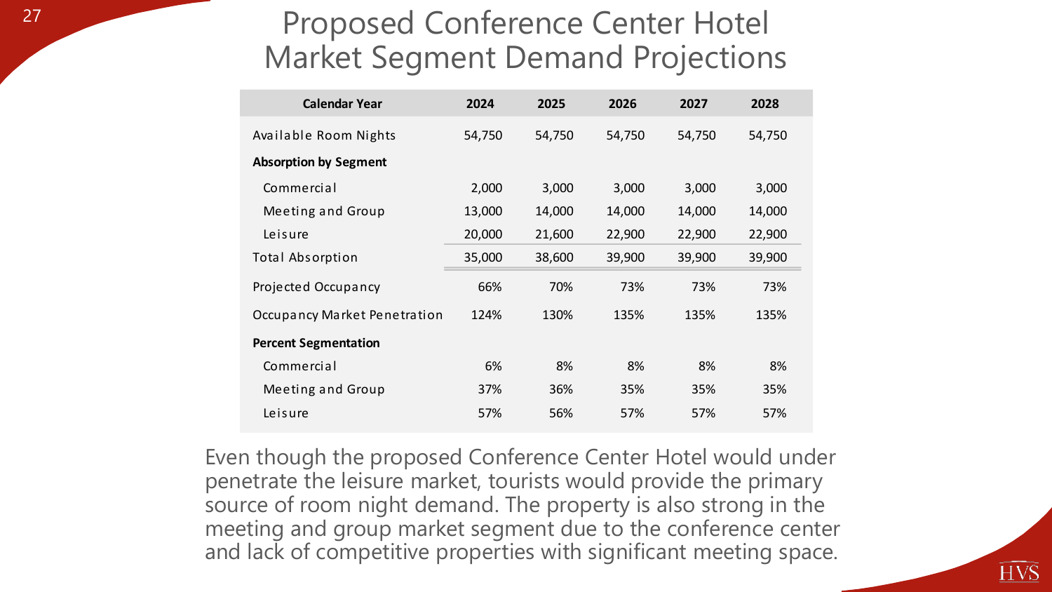# Proposed Conference Center Hotel Market Segment Demand Projections

| Calendar Year | 2024 | 2025 | 2026 | 2027 | 2028 |
|---|---|---|---|---|---|
| Available Room Nights | 54,750 | 54,750 | 54,750 | 54,750 | 54,750 |
| **Absorption by Segment** | | | | | |
| Commercial | 2,000 | 3,000 | 3,000 | 3,000 | 3,000 |
| Meeting and Group | 13,000 | 14,000 | 14,000 | 14,000 | 14,000 |
| Leisure | 20,000 | 21,600 | 22,900 | 22,900 | 22,900 |
| Total Absorption | 35,000 | 38,600 | 39,900 | 39,900 | 39,900 |
| Projected Occupancy | 66% | 70% | 73% | 73% | 73% |
| Occupancy Market Penetration | 124% | 130% | 135% | 135% | 135% |
| **Percent Segmentation** | | | | | |
| Commercial | 6% | 8% | 8% | 8% | 8% |
| Meeting and Group | 37% | 36% | 35% | 35% | 35% |
| Leisure | 57% | 56% | 57% | 57% | 57% |

Even though the proposed Conference Center Hotel would under penetrate the leisure market, tourists would provide the primary source of room night demand. The property is also strong in the meeting and group market segment due to the conference center and lack of competitive properties with significant meeting space.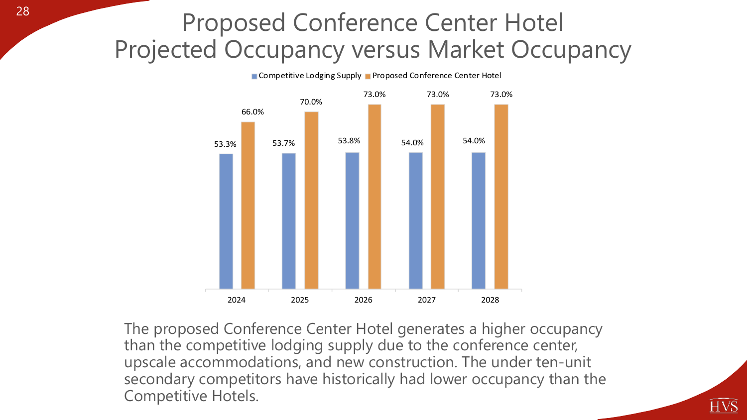# Proposed Conference Center Hotel Projected Occupancy versus Market Occupancy

| Year | Competitive Lodging Supply | Proposed Conference Center Hotel |
|---|---|---|
| 2024 | 53.3% | 66.0% |
| 2025 | 53.7% | 70.0% |
| 2026 | 53.8% | 73.0% |
| 2027 | 54.0% | 73.0% |
| 2028 | 54.0% | 73.0% |

The proposed Conference Center Hotel generates a higher occupancy than the competitive lodging supply due to the conference center, upscale accommodations, and new construction. The under ten-unit secondary competitors have historically had lower occupancy than the Competitive Hotels.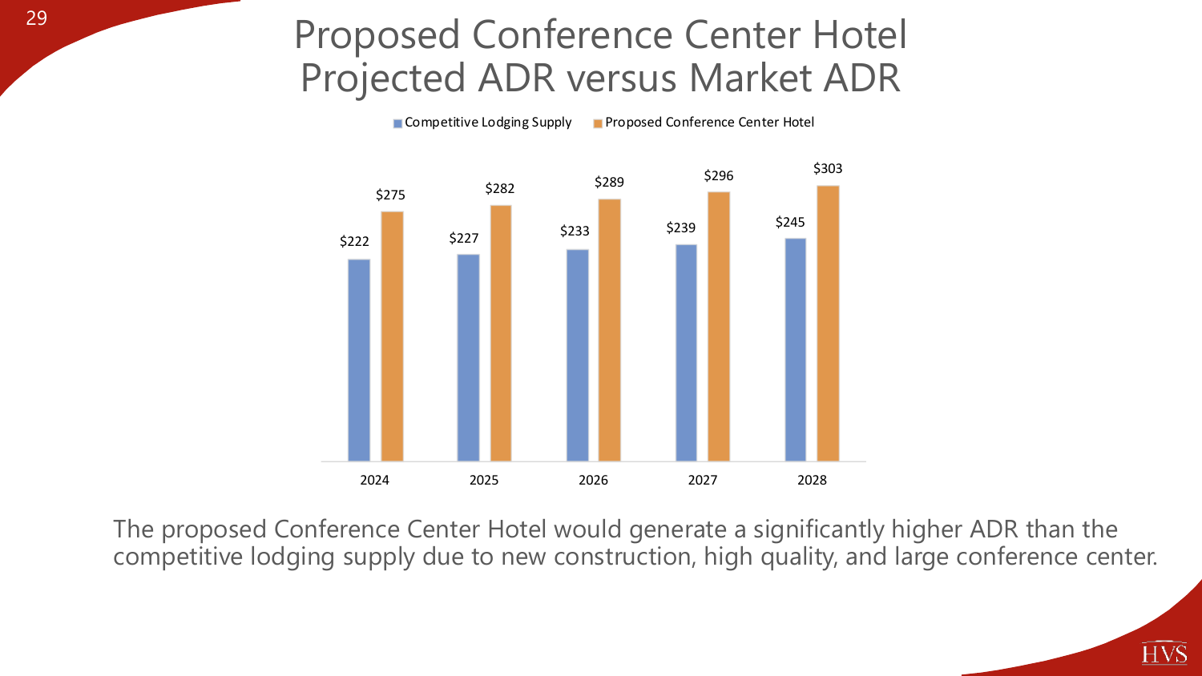# Proposed Conference Center Hotel Projected ADR versus Market ADR

| Year | Competitive Lodging Supply | Proposed Conference Center Hotel |
|---|---|---|
| 2024 | $222 | $275 |
| 2025 | $227 | $282 |
| 2026 | $233 | $289 |
| 2027 | $239 | $296 |
| 2028 | $245 | $303 |

The proposed Conference Center Hotel would generate a significantly higher ADR than the competitive lodging supply due to new construction, high quality, and large conference center.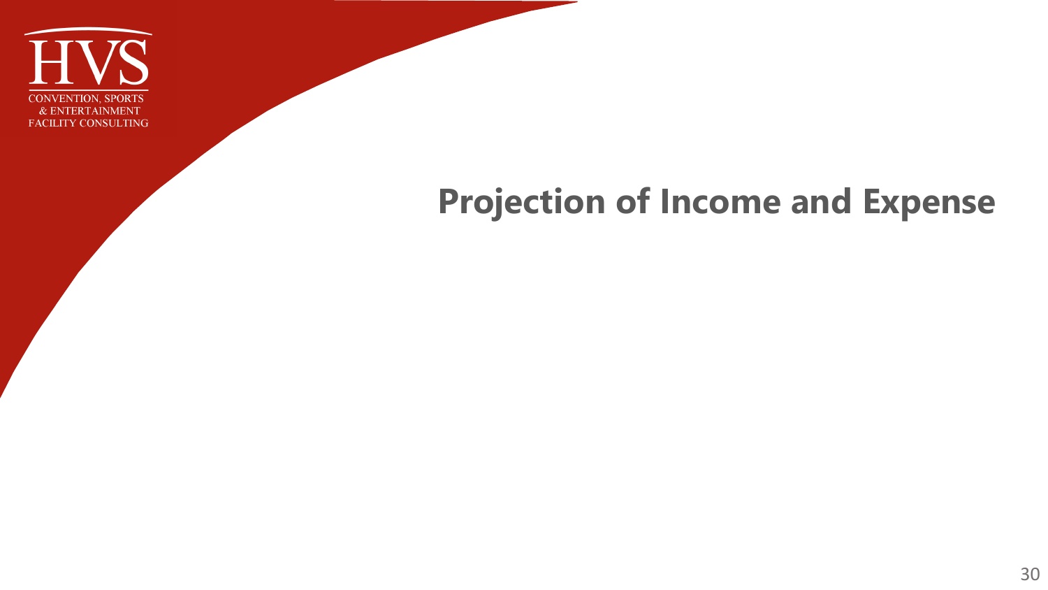# Projection of Income and Expense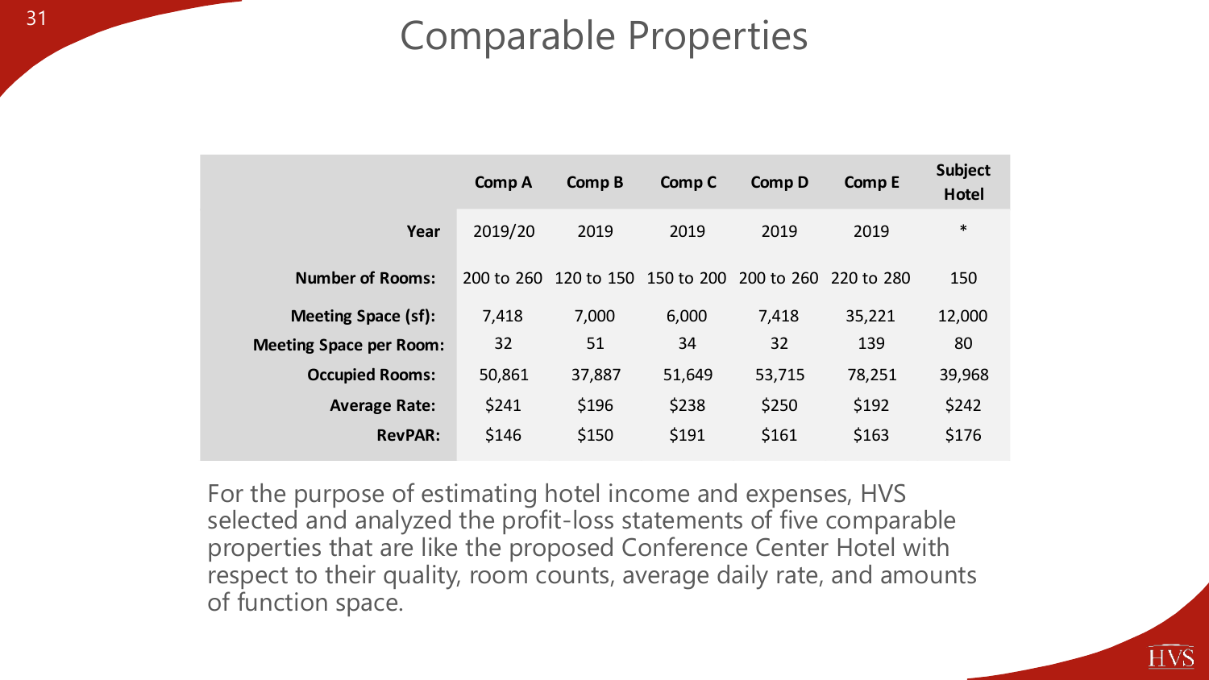# Comparable Properties

| | Comp A | Comp B | Comp C | Comp D | Comp E | Subject Hotel |
|---|---|---|---|---|---|---|
| **Year** | 2019/20 | 2019 | 2019 | 2019 | 2019 | * |
| **Number of Rooms:** | 200 to 260 | 120 to 150 | 150 to 200 | 200 to 260 | 220 to 280 | 150 |
| **Meeting Space (sf):** | 7,418 | 7,000 | 6,000 | 7,418 | 35,221 | 12,000 |
| **Meeting Space per Room:** | 32 | 51 | 34 | 32 | 139 | 80 |
| **Occupied Rooms:** | 50,861 | 37,887 | 51,649 | 53,715 | 78,251 | 39,968 |
| **Average Rate:** | $241 | $196 | $238 | $250 | $192 | $242 |
| **RevPAR:** | $146 | $150 | $191 | $161 | $163 | $176 |

For the purpose of estimating hotel income and expenses, HVS selected and analyzed the profit-loss statements of five comparable properties that are like the proposed Conference Center Hotel with respect to their quality, room counts, average daily rate, and amounts of function space.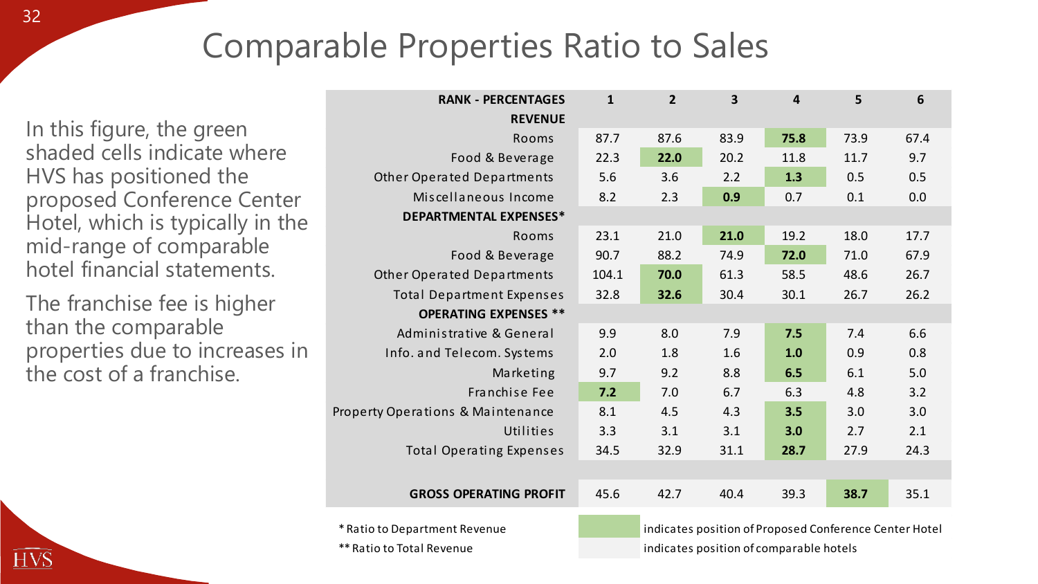# Comparable Properties Ratio to Sales

In this figure, the green shaded cells indicate where HVS has positioned the proposed Conference Center Hotel, which is typically in the mid-range of comparable hotel financial statements.

The franchise fee is higher than the comparable properties due to increases in the cost of a franchise.

| RANK - PERCENTAGES | 1 | 2 | 3 | 4 | 5 | 6 |
|---|---|---|---|---|---|---|
| **REVENUE** | | | | | | |
| Rooms | 87.7 | 87.6 | 83.9 | **75.8** | 73.9 | 67.4 |
| Food & Beverage | 22.3 | **22.0** | 20.2 | 11.8 | 11.7 | 9.7 |
| Other Operated Departments | 5.6 | 3.6 | 2.2 | **1.3** | 0.5 | 0.5 |
| Miscellaneous Income | 8.2 | 2.3 | **0.9** | 0.7 | 0.1 | 0.0 |
| **DEPARTMENTAL EXPENSES*** | | | | | | |
| Rooms | 23.1 | 21.0 | **21.0** | 19.2 | 18.0 | 17.7 |
| Food & Beverage | 90.7 | 88.2 | 74.9 | **72.0** | 71.0 | 67.9 |
| Other Operated Departments | 104.1 | **70.0** | 61.3 | 58.5 | 48.6 | 26.7 |
| Total Department Expenses | 32.8 | **32.6** | 30.4 | 30.1 | 26.7 | 26.2 |
| **OPERATING EXPENSES ** ** | | | | | | |
| Administrative & General | 9.9 | 8.0 | 7.9 | **7.5** | 7.4 | 6.6 |
| Info. and Telecom. Systems | 2.0 | 1.8 | 1.6 | **1.0** | 0.9 | 0.8 |
| Marketing | 9.7 | 9.2 | 8.8 | **6.5** | 6.1 | 5.0 |
| Franchise Fee | **7.2** | 7.0 | 6.7 | 6.3 | 4.8 | 3.2 |
| Property Operations & Maintenance | 8.1 | 4.5 | 4.3 | **3.5** | 3.0 | 3.0 |
| Utilities | 3.3 | 3.1 | 3.1 | **3.0** | 2.7 | 2.1 |
| Total Operating Expenses | 34.5 | 32.9 | 31.1 | **28.7** | 27.9 | 24.3 |
| **GROSS OPERATING PROFIT** | 45.6 | 42.7 | 40.4 | 39.3 | **38.7** | 35.1 |

* Ratio to Department Revenue

** Ratio to Total Revenue

(Green) indicates position of Proposed Conference Center Hotel

(Gray) indicates position of comparable hotels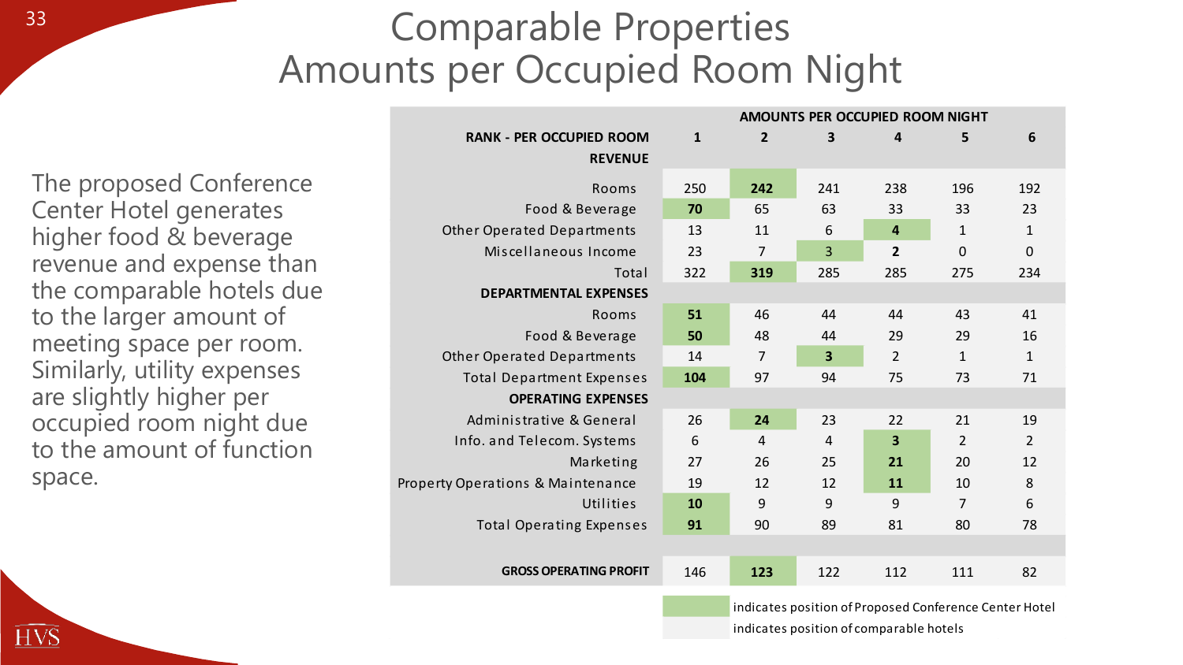# Comparable Properties
# Amounts per Occupied Room Night

The proposed Conference Center Hotel generates higher food & beverage revenue and expense than the comparable hotels due to the larger amount of meeting space per room. Similarly, utility expenses are slightly higher per occupied room night due to the amount of function space.

| | AMOUNTS PER OCCUPIED ROOM NIGHT | | | | | |
|---|---|---|---|---|---|---|
| **RANK - PER OCCUPIED ROOM** | **1** | **2** | **3** | **4** | **5** | **6** |
| **REVENUE** | | | | | | |
| Rooms | 250 | **242** | 241 | 238 | 196 | 192 |
| Food & Beverage | **70** | 65 | 63 | 33 | 33 | 23 |
| Other Operated Departments | 13 | 11 | 6 | **4** | 1 | 1 |
| Miscellaneous Income | 23 | 7 | 3 | **2** | 0 | 0 |
| Total | 322 | **319** | 285 | 285 | 275 | 234 |
| **DEPARTMENTAL EXPENSES** | | | | | | |
| Rooms | **51** | 46 | 44 | 44 | 43 | 41 |
| Food & Beverage | **50** | 48 | 44 | 29 | 29 | 16 |
| Other Operated Departments | 14 | 7 | **3** | 2 | 1 | 1 |
| Total Department Expenses | **104** | 97 | 94 | 75 | 73 | 71 |
| **OPERATING EXPENSES** | | | | | | |
| Administrative & General | 26 | **24** | 23 | 22 | 21 | 19 |
| Info. and Telecom. Systems | 6 | 4 | 4 | **3** | 2 | 2 |
| Marketing | 27 | 26 | 25 | **21** | 20 | 12 |
| Property Operations & Maintenance | 19 | 12 | 12 | **11** | 10 | 8 |
| Utilities | **10** | 9 | 9 | 9 | 7 | 6 |
| Total Operating Expenses | **91** | 90 | 89 | 81 | 80 | 78 |
| **GROSS OPERATING PROFIT** | 146 | **123** | 122 | 112 | 111 | 82 |

(Green shading) indicates position of Proposed Conference Center Hotel

(Gray shading) indicates position of comparable hotels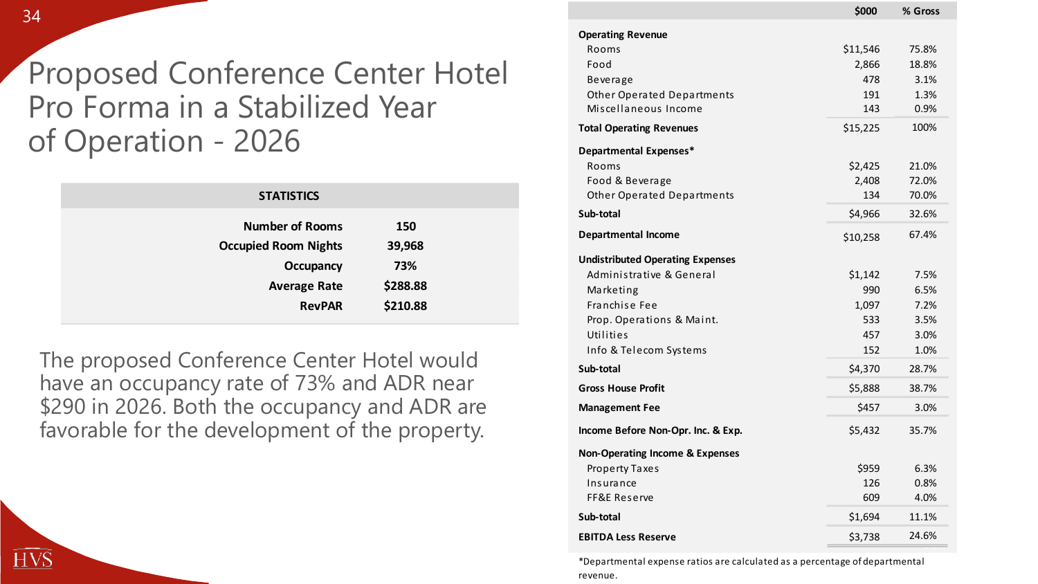# Proposed Conference Center Hotel Pro Forma in a Stabilized Year of Operation - 2026

| STATISTICS | |
|---|---|
| **Number of Rooms** | **150** |
| **Occupied Room Nights** | **39,968** |
| **Occupancy** | **73%** |
| **Average Rate** | **$288.88** |
| **RevPAR** | **$210.88** |

The proposed Conference Center Hotel would have an occupancy rate of 73% and ADR near $290 in 2026. Both the occupancy and ADR are favorable for the development of the property.

| | $000 | % Gross |
|---|---|---|
| **Operating Revenue** | | |
| Rooms | $11,546 | 75.8% |
| Food | 2,866 | 18.8% |
| Beverage | 478 | 3.1% |
| Other Operated Departments | 191 | 1.3% |
| Miscellaneous Income | 143 | 0.9% |
| **Total Operating Revenues** | $15,225 | 100% |
| **Departmental Expenses*** | | |
| Rooms | $2,425 | 21.0% |
| Food & Beverage | 2,408 | 72.0% |
| Other Operated Departments | 134 | 70.0% |
| **Sub-total** | $4,966 | 32.6% |
| **Departmental Income** | $10,258 | 67.4% |
| **Undistributed Operating Expenses** | | |
| Administrative & General | $1,142 | 7.5% |
| Marketing | 990 | 6.5% |
| Franchise Fee | 1,097 | 7.2% |
| Prop. Operations & Maint. | 533 | 3.5% |
| Utilities | 457 | 3.0% |
| Info & Telecom Systems | 152 | 1.0% |
| **Sub-total** | $4,370 | 28.7% |
| **Gross House Profit** | $5,888 | 38.7% |
| **Management Fee** | $457 | 3.0% |
| **Income Before Non-Opr. Inc. & Exp.** | $5,432 | 35.7% |
| **Non-Operating Income & Expenses** | | |
| Property Taxes | $959 | 6.3% |
| Insurance | 126 | 0.8% |
| FF&E Reserve | 609 | 4.0% |
| **Sub-total** | $1,694 | 11.1% |
| **EBITDA Less Reserve** | $3,738 | 24.6% |

*Departmental expense ratios are calculated as a percentage of departmental revenue.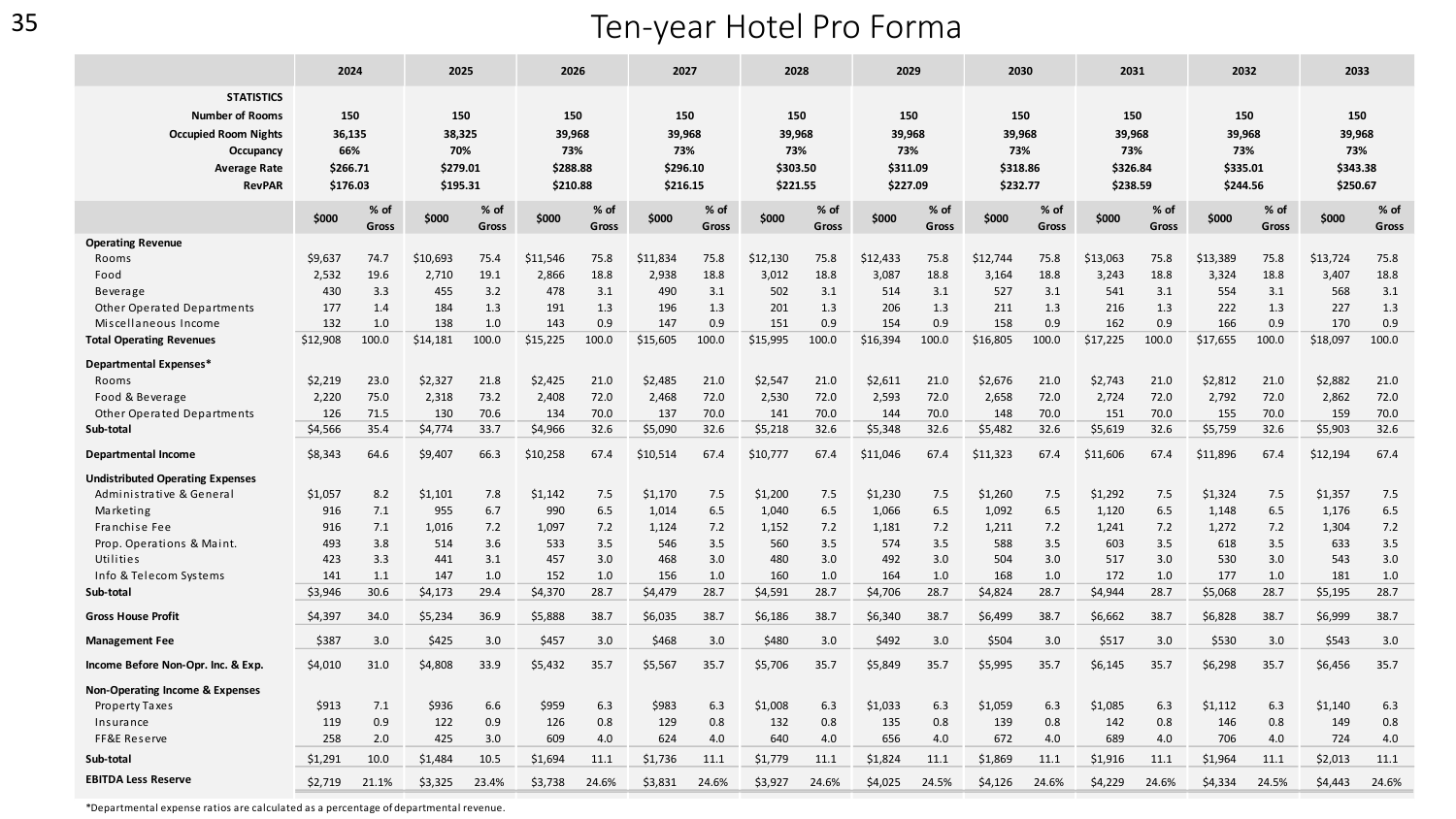# Ten-year Hotel Pro Forma

| | 2024 | | 2025 | | 2026 | | 2027 | | 2028 | | 2029 | | 2030 | | 2031 | | 2032 | | 2033 | |
|---|---|---|---|---|---|---|---|---|---|---|---|---|---|---|---|---|---|---|---|---|
| **STATISTICS** | | | | | | | | | | | | | | | | | | | | |
| **Number of Rooms** | 150 | | 150 | | 150 | | 150 | | 150 | | 150 | | 150 | | 150 | | 150 | | 150 | |
| **Occupied Room Nights** | 36,135 | | 38,325 | | 39,968 | | 39,968 | | 39,968 | | 39,968 | | 39,968 | | 39,968 | | 39,968 | | 39,968 | |
| **Occupancy** | 66% | | 70% | | 73% | | 73% | | 73% | | 73% | | 73% | | 73% | | 73% | | 73% | |
| **Average Rate** | $266.71 | | $279.01 | | $288.88 | | $296.10 | | $303.50 | | $311.09 | | $318.86 | | $326.84 | | $335.01 | | $343.38 | |
| **RevPAR** | $176.03 | | $195.31 | | $210.88 | | $216.15 | | $221.55 | | $227.09 | | $232.77 | | $238.59 | | $244.56 | | $250.67 | |
| | **$000** | **% of Gross** | **$000** | **% of Gross** | **$000** | **% of Gross** | **$000** | **% of Gross** | **$000** | **% of Gross** | **$000** | **% of Gross** | **$000** | **% of Gross** | **$000** | **% of Gross** | **$000** | **% of Gross** | **$000** | **% of Gross** |
| **Operating Revenue** | | | | | | | | | | | | | | | | | | | | |
| Rooms | $9,637 | 74.7 | $10,693 | 75.4 | $11,546 | 75.8 | $11,834 | 75.8 | $12,130 | 75.8 | $12,433 | 75.8 | $12,744 | 75.8 | $13,063 | 75.8 | $13,389 | 75.8 | $13,724 | 75.8 |
| Food | 2,532 | 19.6 | 2,710 | 19.1 | 2,866 | 18.8 | 2,938 | 18.8 | 3,012 | 18.8 | 3,087 | 18.8 | 3,164 | 18.8 | 3,243 | 18.8 | 3,324 | 18.8 | 3,407 | 18.8 |
| Beverage | 430 | 3.3 | 455 | 3.2 | 478 | 3.1 | 490 | 3.1 | 502 | 3.1 | 514 | 3.1 | 527 | 3.1 | 541 | 3.1 | 554 | 3.1 | 568 | 3.1 |
| Other Operated Departments | 177 | 1.4 | 184 | 1.3 | 191 | 1.3 | 196 | 1.3 | 201 | 1.3 | 206 | 1.3 | 211 | 1.3 | 216 | 1.3 | 222 | 1.3 | 227 | 1.3 |
| Miscellaneous Income | 132 | 1.0 | 138 | 1.0 | 143 | 0.9 | 147 | 0.9 | 151 | 0.9 | 154 | 0.9 | 158 | 0.9 | 162 | 0.9 | 166 | 0.9 | 170 | 0.9 |
| **Total Operating Revenues** | $12,908 | 100.0 | $14,181 | 100.0 | $15,225 | 100.0 | $15,605 | 100.0 | $15,995 | 100.0 | $16,394 | 100.0 | $16,805 | 100.0 | $17,225 | 100.0 | $17,655 | 100.0 | $18,097 | 100.0 |
| **Departmental Expenses*** | | | | | | | | | | | | | | | | | | | | |
| Rooms | $2,219 | 23.0 | $2,327 | 21.8 | $2,425 | 21.0 | $2,485 | 21.0 | $2,547 | 21.0 | $2,611 | 21.0 | $2,676 | 21.0 | $2,743 | 21.0 | $2,812 | 21.0 | $2,882 | 21.0 |
| Food & Beverage | 2,220 | 75.0 | 2,318 | 73.2 | 2,408 | 72.0 | 2,468 | 72.0 | 2,530 | 72.0 | 2,593 | 72.0 | 2,658 | 72.0 | 2,724 | 72.0 | 2,792 | 72.0 | 2,862 | 72.0 |
| Other Operated Departments | 126 | 71.5 | 130 | 70.6 | 134 | 70.0 | 137 | 70.0 | 141 | 70.0 | 144 | 70.0 | 148 | 70.0 | 151 | 70.0 | 155 | 70.0 | 159 | 70.0 |
| **Sub-total** | $4,566 | 35.4 | $4,774 | 33.7 | $4,966 | 32.6 | $5,090 | 32.6 | $5,218 | 32.6 | $5,348 | 32.6 | $5,482 | 32.6 | $5,619 | 32.6 | $5,759 | 32.6 | $5,903 | 32.6 |
| **Departmental Income** | $8,343 | 64.6 | $9,407 | 66.3 | $10,258 | 67.4 | $10,514 | 67.4 | $10,777 | 67.4 | $11,046 | 67.4 | $11,323 | 67.4 | $11,606 | 67.4 | $11,896 | 67.4 | $12,194 | 67.4 |
| **Undistributed Operating Expenses** | | | | | | | | | | | | | | | | | | | | |
| Administrative & General | $1,057 | 8.2 | $1,101 | 7.8 | $1,142 | 7.5 | $1,170 | 7.5 | $1,200 | 7.5 | $1,230 | 7.5 | $1,260 | 7.5 | $1,292 | 7.5 | $1,324 | 7.5 | $1,357 | 7.5 |
| Marketing | 916 | 7.1 | 955 | 6.7 | 990 | 6.5 | 1,014 | 6.5 | 1,040 | 6.5 | 1,066 | 6.5 | 1,092 | 6.5 | 1,120 | 6.5 | 1,148 | 6.5 | 1,176 | 6.5 |
| Franchise Fee | 916 | 7.1 | 1,016 | 7.2 | 1,097 | 7.2 | 1,124 | 7.2 | 1,152 | 7.2 | 1,181 | 7.2 | 1,211 | 7.2 | 1,241 | 7.2 | 1,272 | 7.2 | 1,304 | 7.2 |
| Prop. Operations & Maint. | 493 | 3.8 | 514 | 3.6 | 533 | 3.5 | 546 | 3.5 | 560 | 3.5 | 574 | 3.5 | 588 | 3.5 | 603 | 3.5 | 618 | 3.5 | 633 | 3.5 |
| Utilities | 423 | 3.3 | 441 | 3.1 | 457 | 3.0 | 468 | 3.0 | 480 | 3.0 | 492 | 3.0 | 504 | 3.0 | 517 | 3.0 | 530 | 3.0 | 543 | 3.0 |
| Info & Telecom Systems | 141 | 1.1 | 147 | 1.0 | 152 | 1.0 | 156 | 1.0 | 160 | 1.0 | 164 | 1.0 | 168 | 1.0 | 172 | 1.0 | 177 | 1.0 | 181 | 1.0 |
| **Sub-total** | $3,946 | 30.6 | $4,173 | 29.4 | $4,370 | 28.7 | $4,479 | 28.7 | $4,591 | 28.7 | $4,706 | 28.7 | $4,824 | 28.7 | $4,944 | 28.7 | $5,068 | 28.7 | $5,195 | 28.7 |
| **Gross House Profit** | $4,397 | 34.0 | $5,234 | 36.9 | $5,888 | 38.7 | $6,035 | 38.7 | $6,186 | 38.7 | $6,340 | 38.7 | $6,499 | 38.7 | $6,662 | 38.7 | $6,828 | 38.7 | $6,999 | 38.7 |
| **Management Fee** | $387 | 3.0 | $425 | 3.0 | $457 | 3.0 | $468 | 3.0 | $480 | 3.0 | $492 | 3.0 | $504 | 3.0 | $517 | 3.0 | $530 | 3.0 | $543 | 3.0 |
| **Income Before Non-Opr. Inc. & Exp.** | $4,010 | 31.0 | $4,808 | 33.9 | $5,432 | 35.7 | $5,567 | 35.7 | $5,706 | 35.7 | $5,849 | 35.7 | $5,995 | 35.7 | $6,145 | 35.7 | $6,298 | 35.7 | $6,456 | 35.7 |
| **Non-Operating Income & Expenses** | | | | | | | | | | | | | | | | | | | | |
| Property Taxes | $913 | 7.1 | $936 | 6.6 | $959 | 6.3 | $983 | 6.3 | $1,008 | 6.3 | $1,033 | 6.3 | $1,059 | 6.3 | $1,085 | 6.3 | $1,112 | 6.3 | $1,140 | 6.3 |
| Insurance | 119 | 0.9 | 122 | 0.9 | 126 | 0.8 | 129 | 0.8 | 132 | 0.8 | 135 | 0.8 | 139 | 0.8 | 142 | 0.8 | 146 | 0.8 | 149 | 0.8 |
| FF&E Reserve | 258 | 2.0 | 425 | 3.0 | 609 | 4.0 | 624 | 4.0 | 640 | 4.0 | 656 | 4.0 | 672 | 4.0 | 689 | 4.0 | 706 | 4.0 | 724 | 4.0 |
| **Sub-total** | $1,291 | 10.0 | $1,484 | 10.5 | $1,694 | 11.1 | $1,736 | 11.1 | $1,779 | 11.1 | $1,824 | 11.1 | $1,869 | 11.1 | $1,916 | 11.1 | $1,964 | 11.1 | $2,013 | 11.1 |
| **EBITDA Less Reserve** | $2,719 | 21.1% | $3,325 | 23.4% | $3,738 | 24.6% | $3,831 | 24.6% | $3,927 | 24.6% | $4,025 | 24.5% | $4,126 | 24.6% | $4,229 | 24.6% | $4,334 | 24.5% | $4,443 | 24.6% |

*Departmental expense ratios are calculated as a percentage of departmental revenue.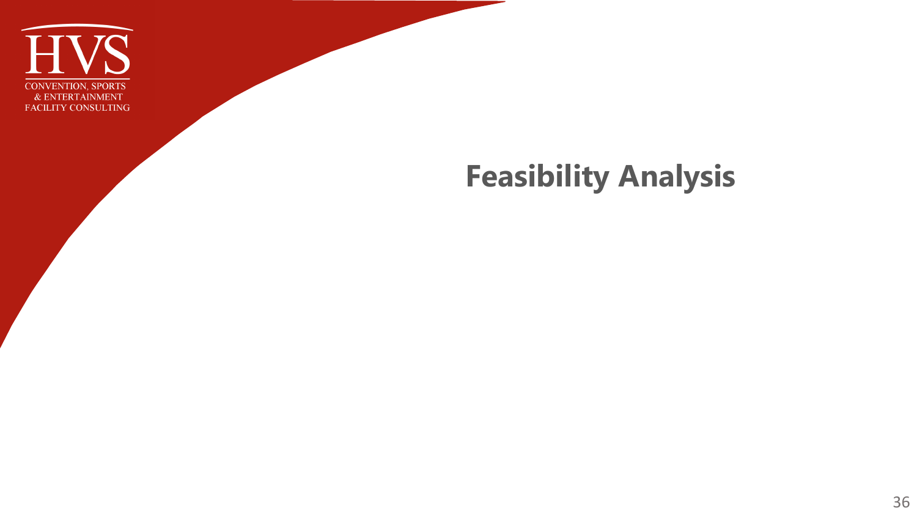# Feasibility Analysis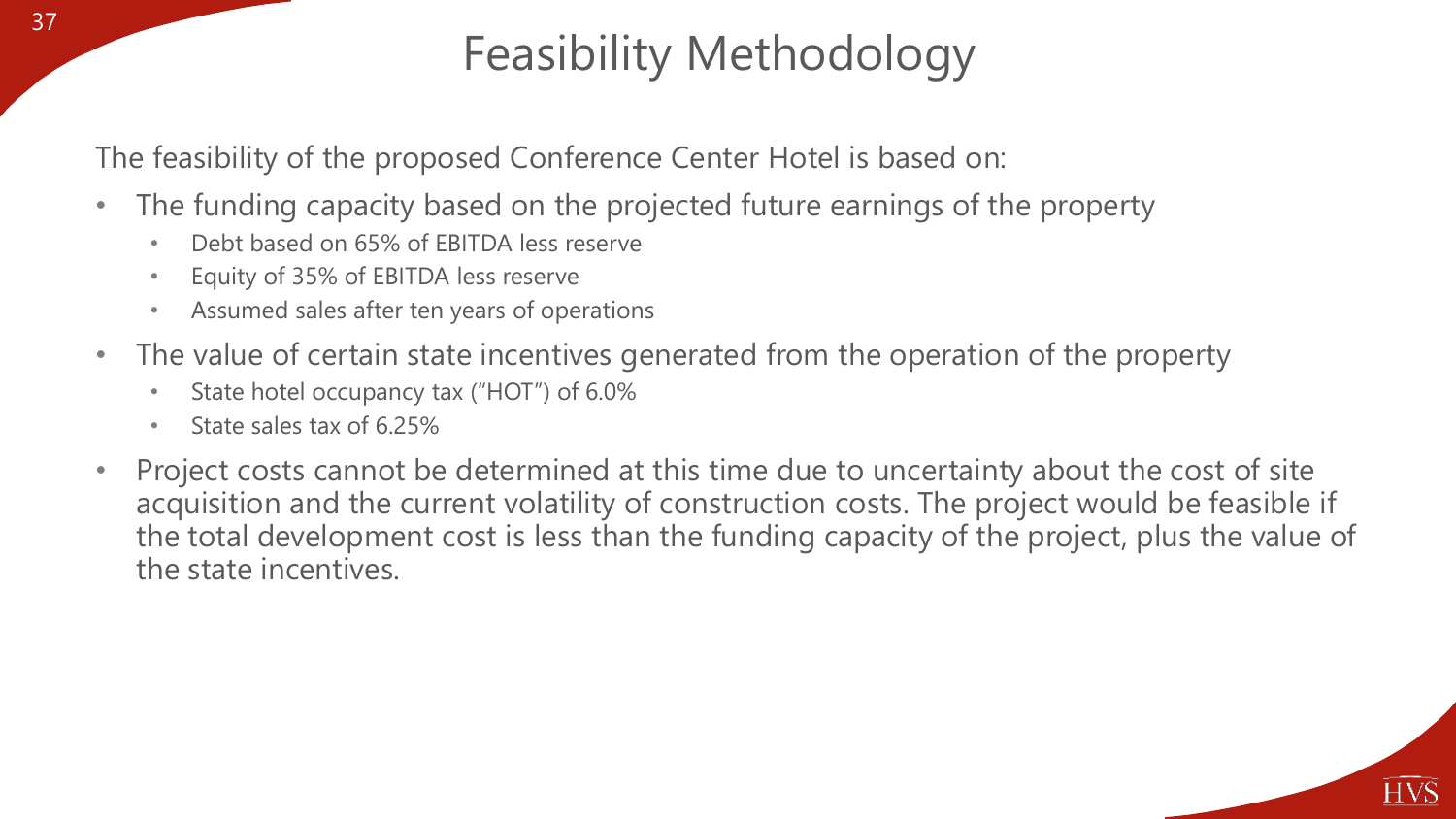# Feasibility Methodology

The feasibility of the proposed Conference Center Hotel is based on:

- The funding capacity based on the projected future earnings of the property
  - Debt based on 65% of EBITDA less reserve
  - Equity of 35% of EBITDA less reserve
  - Assumed sales after ten years of operations
- The value of certain state incentives generated from the operation of the property
  - State hotel occupancy tax ("HOT") of 6.0%
  - State sales tax of 6.25%
- Project costs cannot be determined at this time due to uncertainty about the cost of site acquisition and the current volatility of construction costs. The project would be feasible if the total development cost is less than the funding capacity of the project, plus the value of the state incentives.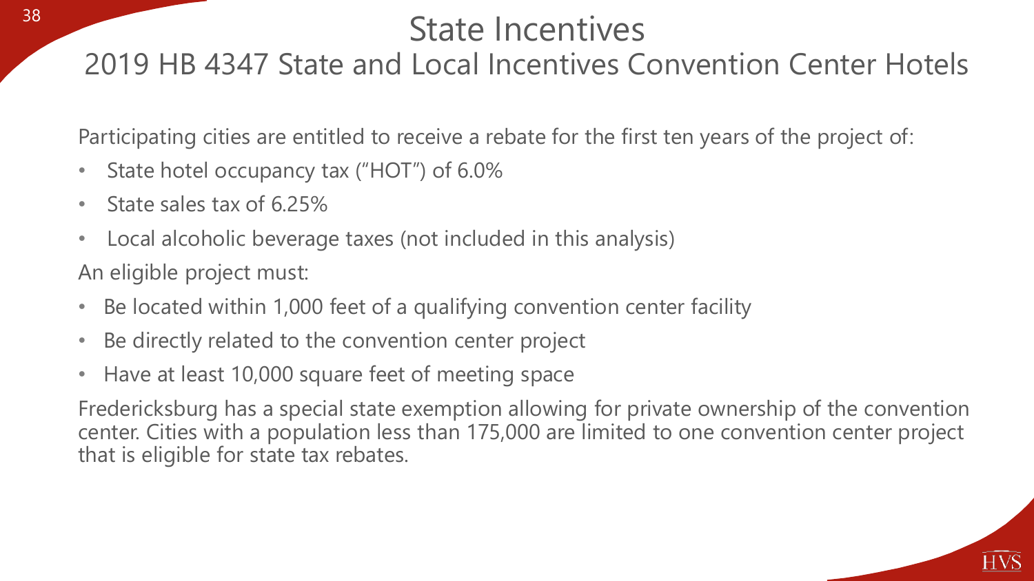# State Incentives

## 2019 HB 4347 State and Local Incentives Convention Center Hotels

Participating cities are entitled to receive a rebate for the first ten years of the project of:

- State hotel occupancy tax ("HOT") of 6.0%
- State sales tax of 6.25%
- Local alcoholic beverage taxes (not included in this analysis)

An eligible project must:

- Be located within 1,000 feet of a qualifying convention center facility
- Be directly related to the convention center project
- Have at least 10,000 square feet of meeting space

Fredericksburg has a special state exemption allowing for private ownership of the convention center. Cities with a population less than 175,000 are limited to one convention center project that is eligible for state tax rebates.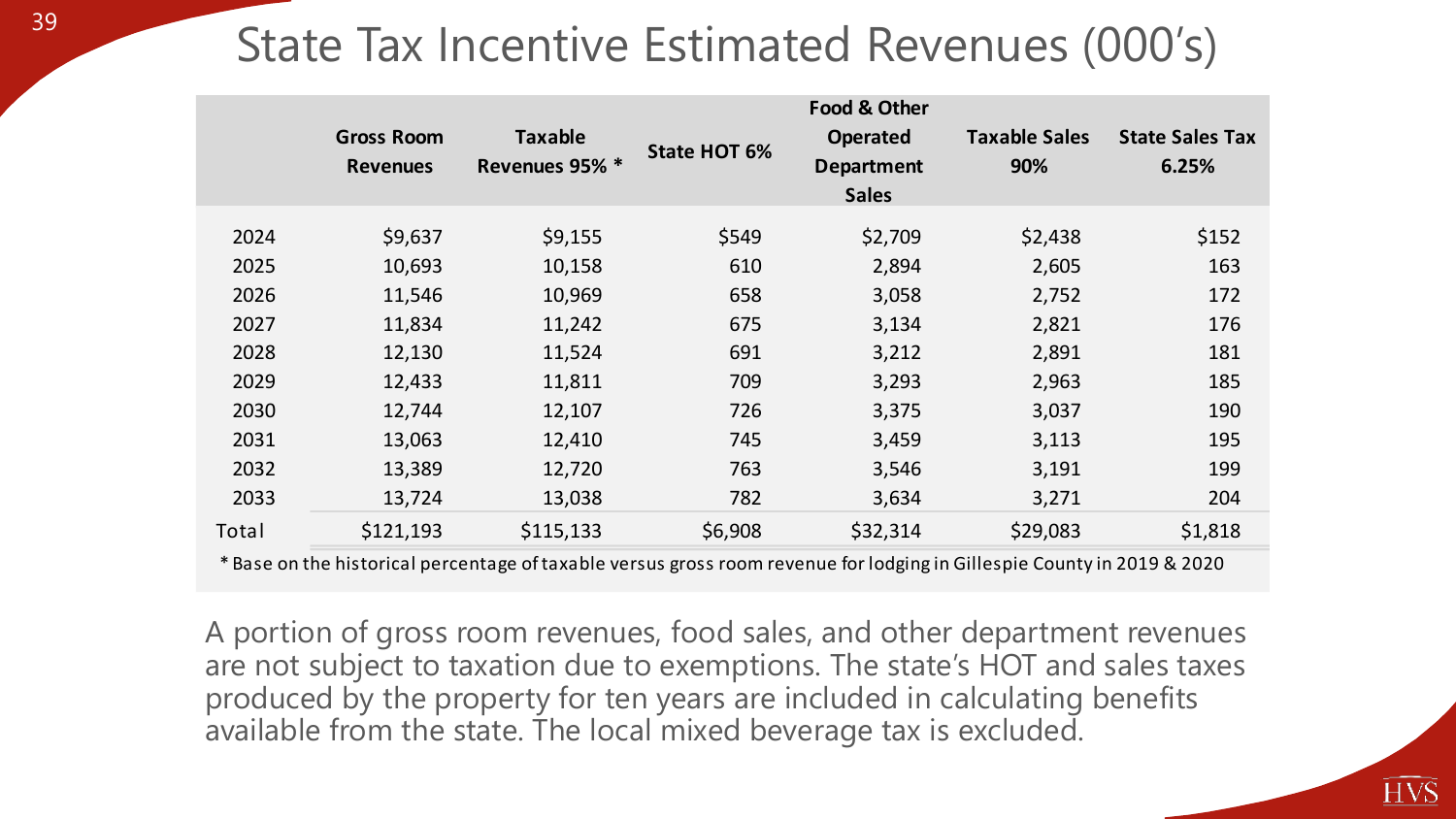# State Tax Incentive Estimated Revenues (000's)

| | Gross Room Revenues | Taxable Revenues 95% * | State HOT 6% | Food & Other Operated Department Sales | Taxable Sales 90% | State Sales Tax 6.25% |
|---|---|---|---|---|---|---|
| 2024 | $9,637 | $9,155 | $549 | $2,709 | $2,438 | $152 |
| 2025 | 10,693 | 10,158 | 610 | 2,894 | 2,605 | 163 |
| 2026 | 11,546 | 10,969 | 658 | 3,058 | 2,752 | 172 |
| 2027 | 11,834 | 11,242 | 675 | 3,134 | 2,821 | 176 |
| 2028 | 12,130 | 11,524 | 691 | 3,212 | 2,891 | 181 |
| 2029 | 12,433 | 11,811 | 709 | 3,293 | 2,963 | 185 |
| 2030 | 12,744 | 12,107 | 726 | 3,375 | 3,037 | 190 |
| 2031 | 13,063 | 12,410 | 745 | 3,459 | 3,113 | 195 |
| 2032 | 13,389 | 12,720 | 763 | 3,546 | 3,191 | 199 |
| 2033 | 13,724 | 13,038 | 782 | 3,634 | 3,271 | 204 |
| Total | $121,193 | $115,133 | $6,908 | $32,314 | $29,083 | $1,818 |

* Base on the historical percentage of taxable versus gross room revenue for lodging in Gillespie County in 2019 & 2020

A portion of gross room revenues, food sales, and other department revenues are not subject to taxation due to exemptions. The state's HOT and sales taxes produced by the property for ten years are included in calculating benefits available from the state. The local mixed beverage tax is excluded.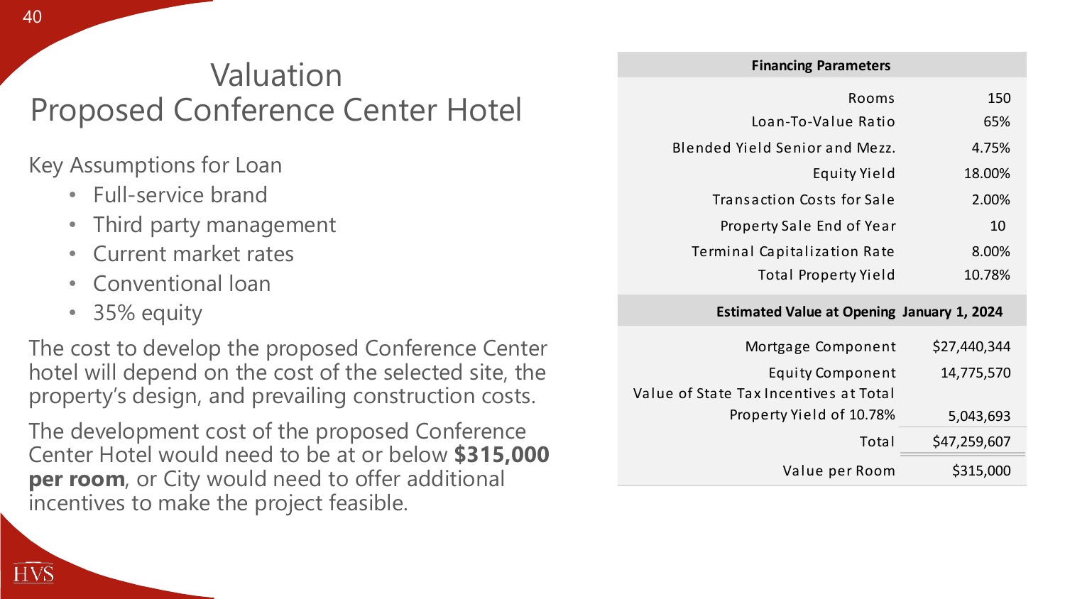# Valuation
# Proposed Conference Center Hotel

Key Assumptions for Loan

- Full-service brand
- Third party management
- Current market rates
- Conventional loan
- 35% equity

The cost to develop the proposed Conference Center hotel will depend on the cost of the selected site, the property's design, and prevailing construction costs.

The development cost of the proposed Conference Center Hotel would need to be at or below **$315,000 per room**, or City would need to offer additional incentives to make the project feasible.

| Financing Parameters | |
|---|---|
| Rooms | 150 |
| Loan-To-Value Ratio | 65% |
| Blended Yield Senior and Mezz. | 4.75% |
| Equity Yield | 18.00% |
| Transaction Costs for Sale | 2.00% |
| Property Sale End of Year | 10 |
| Terminal Capitalization Rate | 8.00% |
| Total Property Yield | 10.78% |
| **Estimated Value at Opening** | **January 1, 2024** |
| Mortgage Component | $27,440,344 |
| Equity Component | 14,775,570 |
| Value of State Tax Incentives at Total Property Yield of 10.78% | 5,043,693 |
| Total | $47,259,607 |
| Value per Room | $315,000 |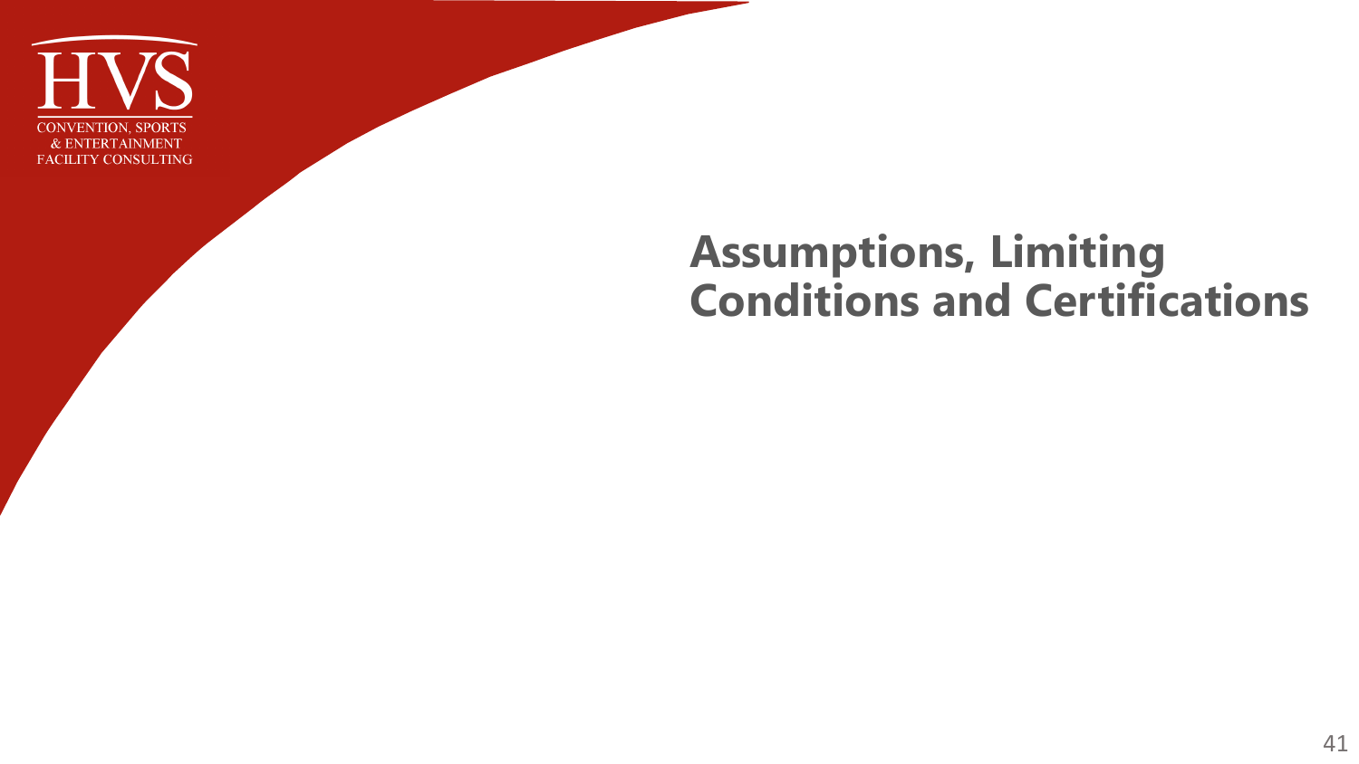# Assumptions, Limiting Conditions and Certifications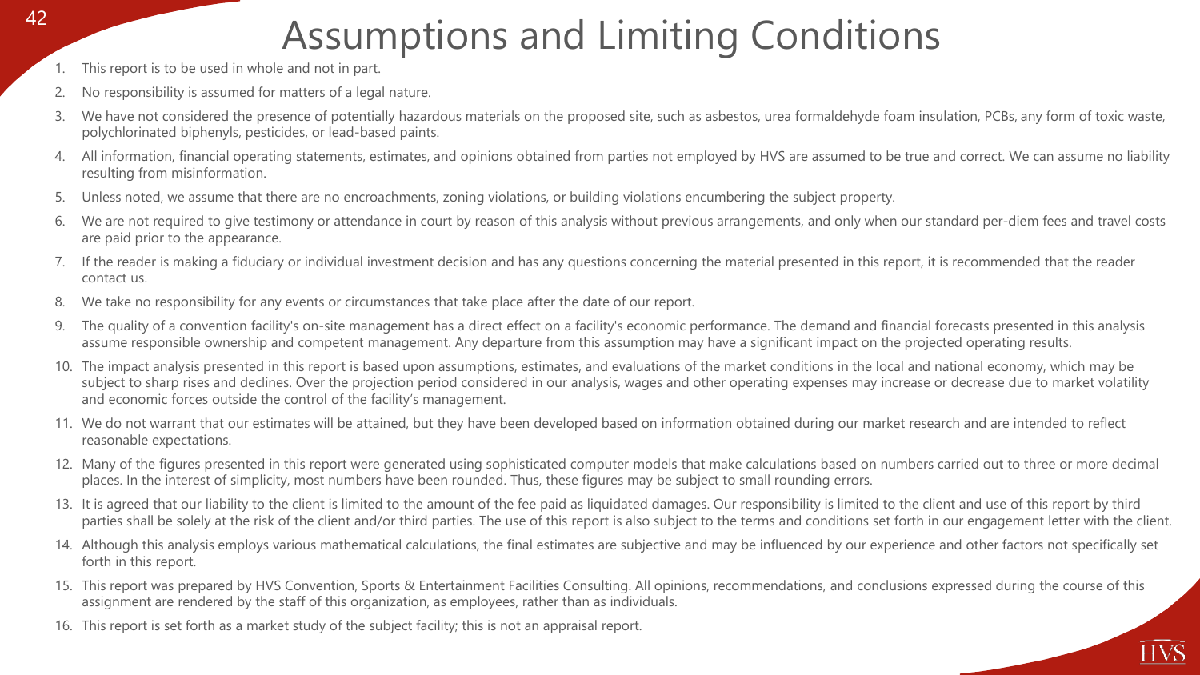# Assumptions and Limiting Conditions

1. This report is to be used in whole and not in part.
2. No responsibility is assumed for matters of a legal nature.
3. We have not considered the presence of potentially hazardous materials on the proposed site, such as asbestos, urea formaldehyde foam insulation, PCBs, any form of toxic waste, polychlorinated biphenyls, pesticides, or lead-based paints.
4. All information, financial operating statements, estimates, and opinions obtained from parties not employed by HVS are assumed to be true and correct. We can assume no liability resulting from misinformation.
5. Unless noted, we assume that there are no encroachments, zoning violations, or building violations encumbering the subject property.
6. We are not required to give testimony or attendance in court by reason of this analysis without previous arrangements, and only when our standard per-diem fees and travel costs are paid prior to the appearance.
7. If the reader is making a fiduciary or individual investment decision and has any questions concerning the material presented in this report, it is recommended that the reader contact us.
8. We take no responsibility for any events or circumstances that take place after the date of our report.
9. The quality of a convention facility's on-site management has a direct effect on a facility's economic performance. The demand and financial forecasts presented in this analysis assume responsible ownership and competent management. Any departure from this assumption may have a significant impact on the projected operating results.
10. The impact analysis presented in this report is based upon assumptions, estimates, and evaluations of the market conditions in the local and national economy, which may be subject to sharp rises and declines. Over the projection period considered in our analysis, wages and other operating expenses may increase or decrease due to market volatility and economic forces outside the control of the facility's management.
11. We do not warrant that our estimates will be attained, but they have been developed based on information obtained during our market research and are intended to reflect reasonable expectations.
12. Many of the figures presented in this report were generated using sophisticated computer models that make calculations based on numbers carried out to three or more decimal places. In the interest of simplicity, most numbers have been rounded. Thus, these figures may be subject to small rounding errors.
13. It is agreed that our liability to the client is limited to the amount of the fee paid as liquidated damages. Our responsibility is limited to the client and use of this report by third parties shall be solely at the risk of the client and/or third parties. The use of this report is also subject to the terms and conditions set forth in our engagement letter with the client.
14. Although this analysis employs various mathematical calculations, the final estimates are subjective and may be influenced by our experience and other factors not specifically set forth in this report.
15. This report was prepared by HVS Convention, Sports & Entertainment Facilities Consulting. All opinions, recommendations, and conclusions expressed during the course of this assignment are rendered by the staff of this organization, as employees, rather than as individuals.
16. This report is set forth as a market study of the subject facility; this is not an appraisal report.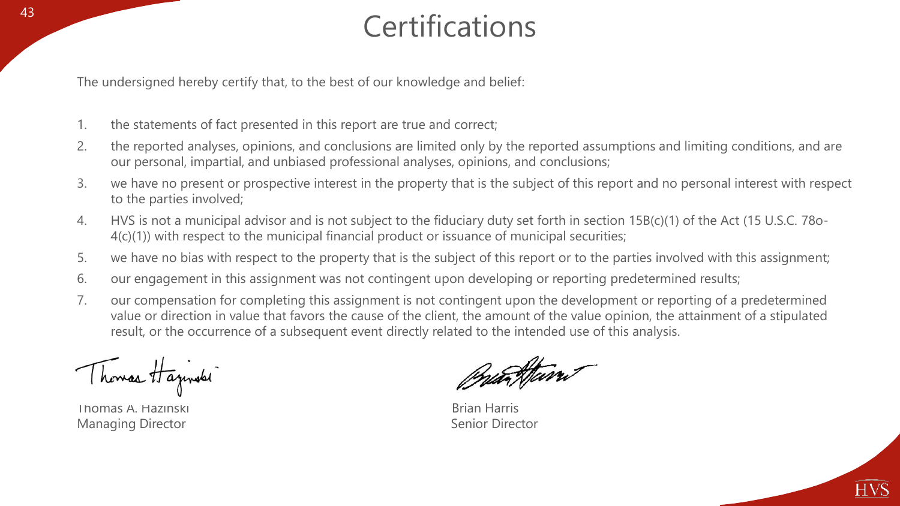# Certifications

The undersigned hereby certify that, to the best of our knowledge and belief:

1. the statements of fact presented in this report are true and correct;
2. the reported analyses, opinions, and conclusions are limited only by the reported assumptions and limiting conditions, and are our personal, impartial, and unbiased professional analyses, opinions, and conclusions;
3. we have no present or prospective interest in the property that is the subject of this report and no personal interest with respect to the parties involved;
4. HVS is not a municipal advisor and is not subject to the fiduciary duty set forth in section 15B(c)(1) of the Act (15 U.S.C. 78o-4(c)(1)) with respect to the municipal financial product or issuance of municipal securities;
5. we have no bias with respect to the property that is the subject of this report or to the parties involved with this assignment;
6. our engagement in this assignment was not contingent upon developing or reporting predetermined results;
7. our compensation for completing this assignment is not contingent upon the development or reporting of a predetermined value or direction in value that favors the cause of the client, the amount of the value opinion, the attainment of a stipulated result, or the occurrence of a subsequent event directly related to the intended use of this analysis.

Thomas A. Hazinski
Managing Director

Brian Harris
Senior Director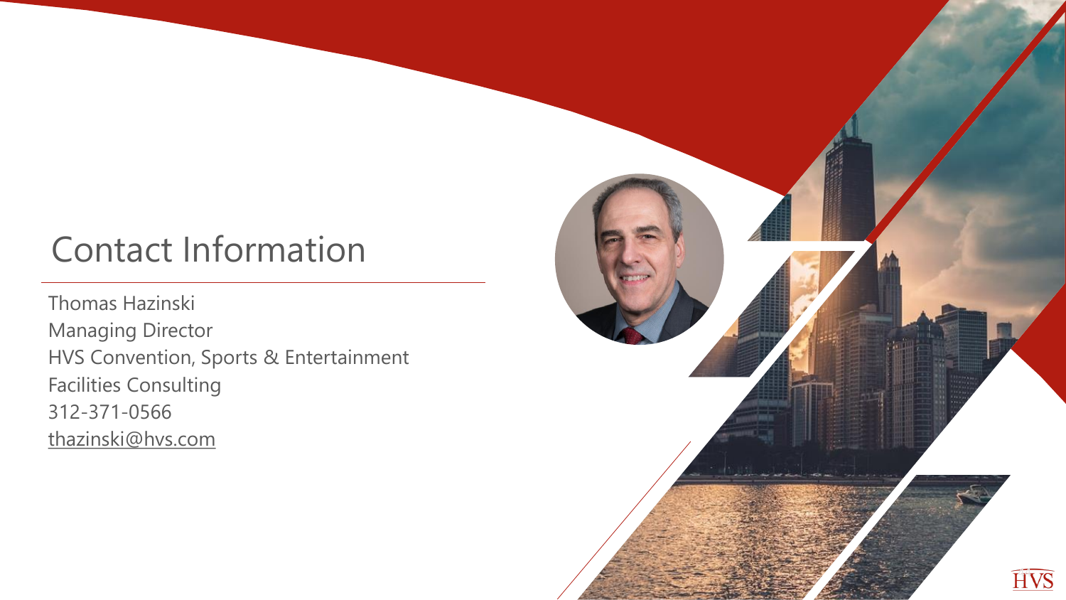# Contact Information

Thomas Hazinski
Managing Director
HVS Convention, Sports & Entertainment
Facilities Consulting
312-371-0566
thazinski@hvs.com